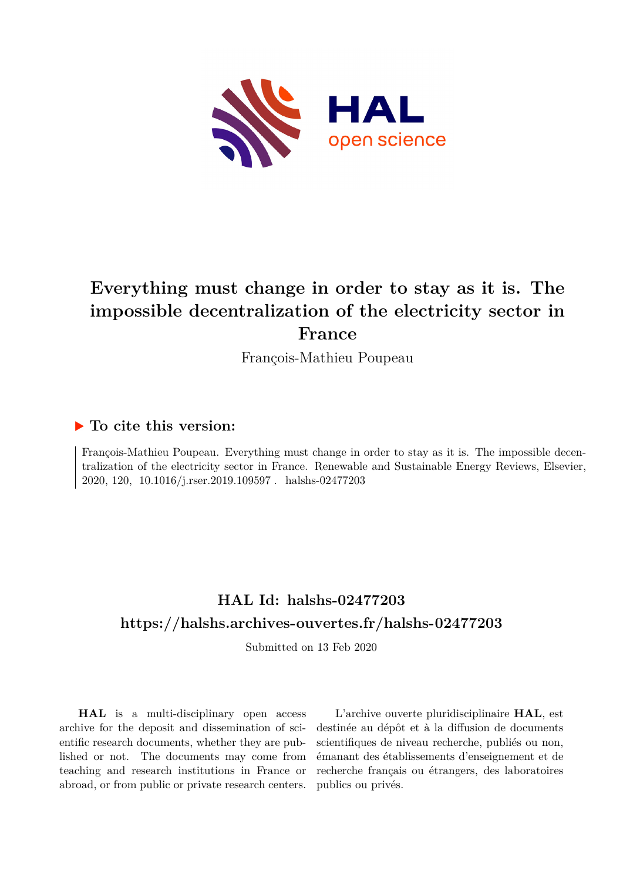# Everything must change in order to stay as it is. The impossible decentralization of the electricity sector in France

François-Mathieu Poupeau

### ▶ To cite this version:

François-Mathieu Poupeau. Everything must change in order to stay as it is. The impossible decentralization of the electricity sector in France. Renewable and Sustainable Energy Reviews, Elsevier, 2020, 120, 10.1016/j.rser.2019.109597 . halshs-02477203

## HAL Id: halshs-02477203
## https://halshs.archives-ouvertes.fr/halshs-02477203

Submitted on 13 Feb 2020

**HAL** is a multi-disciplinary open access archive for the deposit and dissemination of scientific research documents, whether they are published or not. The documents may come from teaching and research institutions in France or abroad, or from public or private research centers.

L'archive ouverte pluridisciplinaire **HAL**, est destinée au dépôt et à la diffusion de documents scientifiques de niveau recherche, publiés ou non, émanant des établissements d'enseignement et de recherche français ou étrangers, des laboratoires publics ou privés.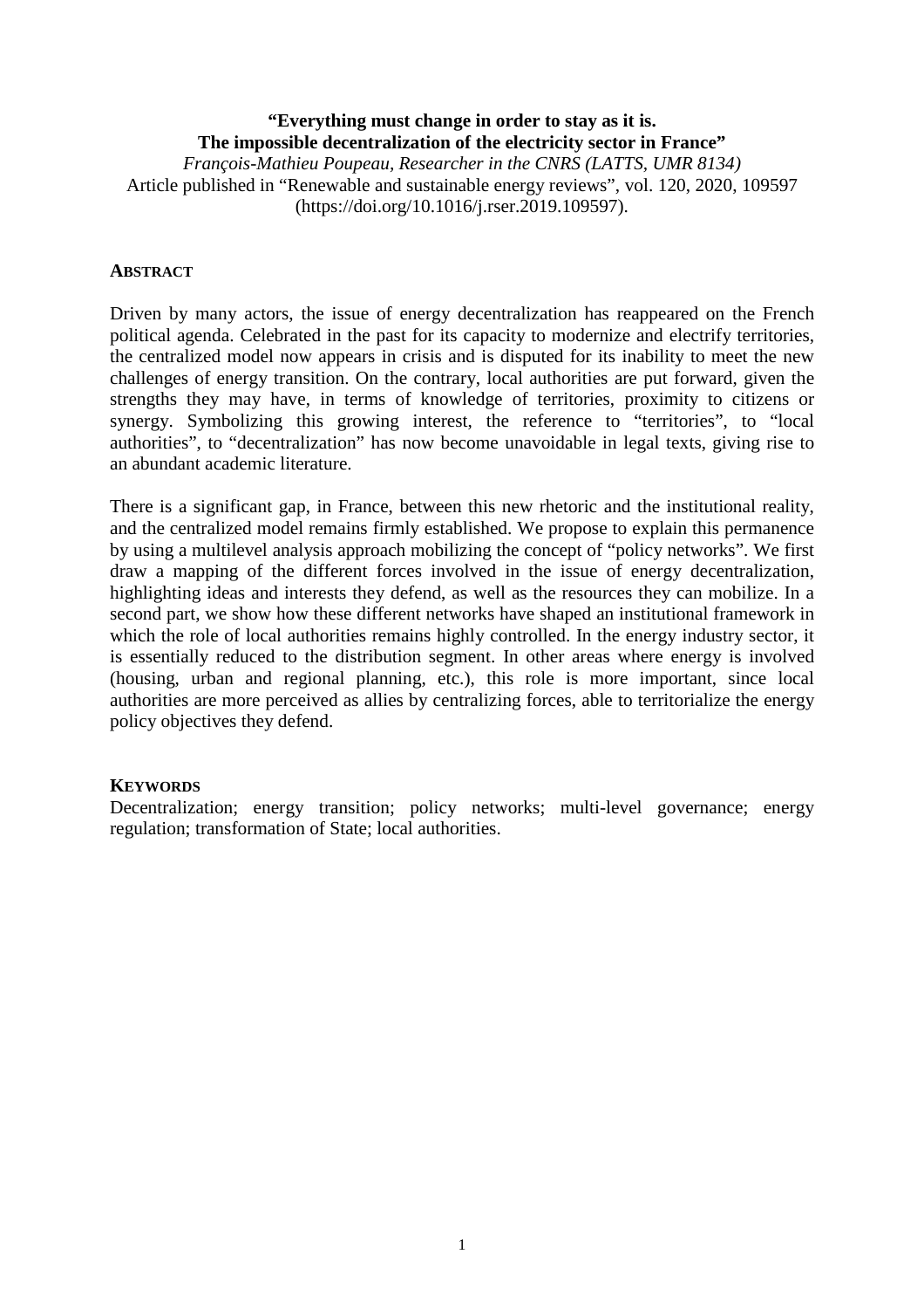**“Everything must change in order to stay as it is. The impossible decentralization of the electricity sector in France”**

*François-Mathieu Poupeau, Researcher in the CNRS (LATTS, UMR 8134)*

Article published in “Renewable and sustainable energy reviews”, vol. 120, 2020, 109597 (https://doi.org/10.1016/j.rser.2019.109597).

## ABSTRACT

Driven by many actors, the issue of energy decentralization has reappeared on the French political agenda. Celebrated in the past for its capacity to modernize and electrify territories, the centralized model now appears in crisis and is disputed for its inability to meet the new challenges of energy transition. On the contrary, local authorities are put forward, given the strengths they may have, in terms of knowledge of territories, proximity to citizens or synergy. Symbolizing this growing interest, the reference to “territories”, to “local authorities”, to “decentralization” has now become unavoidable in legal texts, giving rise to an abundant academic literature.

There is a significant gap, in France, between this new rhetoric and the institutional reality, and the centralized model remains firmly established. We propose to explain this permanence by using a multilevel analysis approach mobilizing the concept of “policy networks”. We first draw a mapping of the different forces involved in the issue of energy decentralization, highlighting ideas and interests they defend, as well as the resources they can mobilize. In a second part, we show how these different networks have shaped an institutional framework in which the role of local authorities remains highly controlled. In the energy industry sector, it is essentially reduced to the distribution segment. In other areas where energy is involved (housing, urban and regional planning, etc.), this role is more important, since local authorities are more perceived as allies by centralizing forces, able to territorialize the energy policy objectives they defend.

## KEYWORDS

Decentralization; energy transition; policy networks; multi-level governance; energy regulation; transformation of State; local authorities.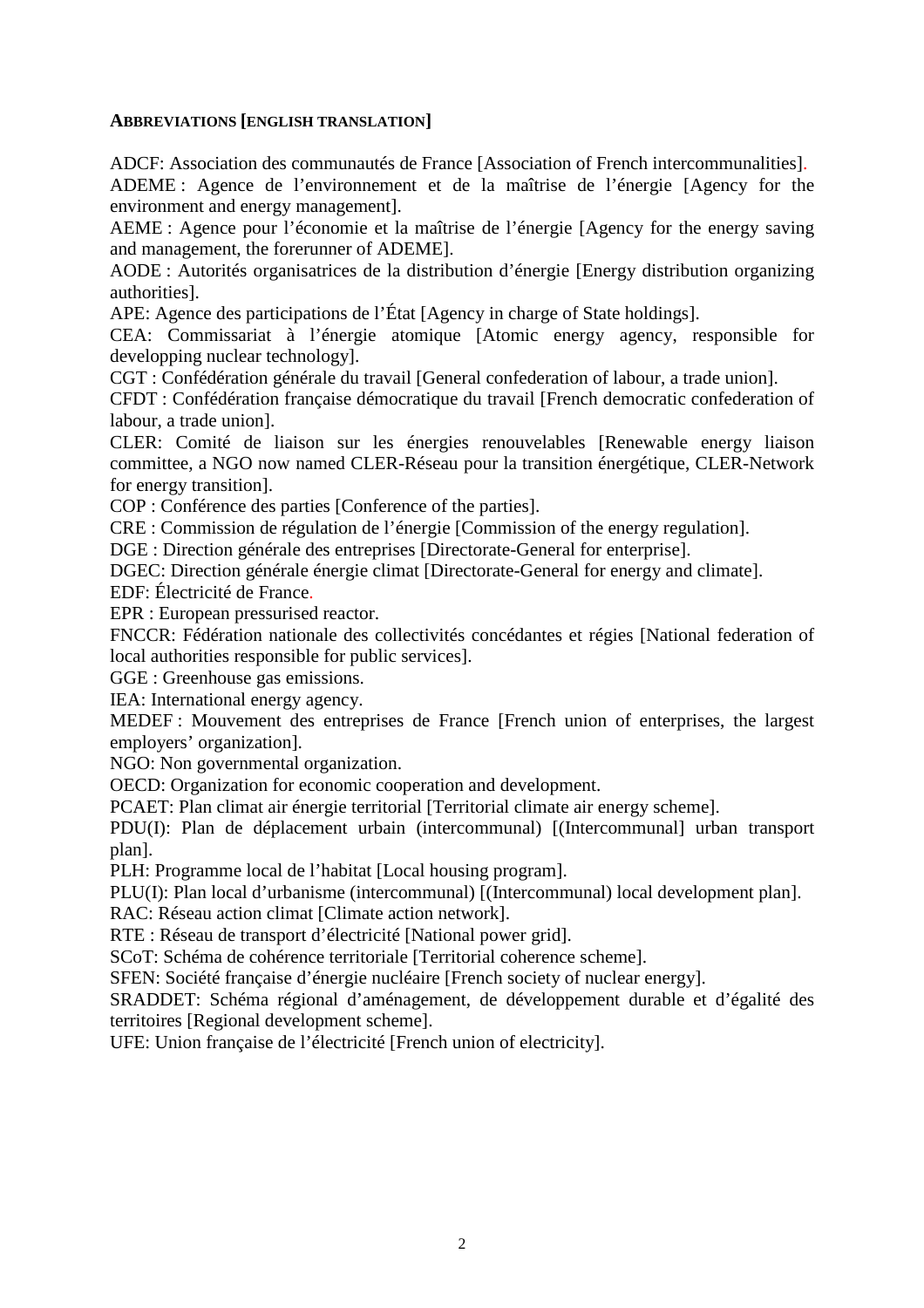**ABBREVIATIONS [ENGLISH TRANSLATION]**

ADCF: Association des communautés de France [Association of French intercommunalities].
ADEME : Agence de l'environnement et de la maîtrise de l'énergie [Agency for the environment and energy management].
AEME : Agence pour l'économie et la maîtrise de l'énergie [Agency for the energy saving and management, the forerunner of ADEME].
AODE : Autorités organisatrices de la distribution d'énergie [Energy distribution organizing authorities].
APE: Agence des participations de l'État [Agency in charge of State holdings].
CEA: Commissariat à l'énergie atomique [Atomic energy agency, responsible for developping nuclear technology].
CGT : Confédération générale du travail [General confederation of labour, a trade union].
CFDT : Confédération française démocratique du travail [French democratic confederation of labour, a trade union].
CLER: Comité de liaison sur les énergies renouvelables [Renewable energy liaison committee, a NGO now named CLER-Réseau pour la transition énergétique, CLER-Network for energy transition].
COP : Conférence des parties [Conference of the parties].
CRE : Commission de régulation de l'énergie [Commission of the energy regulation].
DGE : Direction générale des entreprises [Directorate-General for enterprise].
DGEC: Direction générale énergie climat [Directorate-General for energy and climate].
EDF: Électricité de France.
EPR : European pressurised reactor.
FNCCR: Fédération nationale des collectivités concédantes et régies [National federation of local authorities responsible for public services].
GGE : Greenhouse gas emissions.
IEA: International energy agency.
MEDEF : Mouvement des entreprises de France [French union of enterprises, the largest employers' organization].
NGO: Non governmental organization.
OECD: Organization for economic cooperation and development.
PCAET: Plan climat air énergie territorial [Territorial climate air energy scheme].
PDU(I): Plan de déplacement urbain (intercommunal) [(Intercommunal] urban transport plan].
PLH: Programme local de l'habitat [Local housing program].
PLU(I): Plan local d'urbanisme (intercommunal) [(Intercommunal) local development plan].
RAC: Réseau action climat [Climate action network].
RTE : Réseau de transport d'électricité [National power grid].
SCoT: Schéma de cohérence territoriale [Territorial coherence scheme].
SFEN: Société française d'énergie nucléaire [French society of nuclear energy].
SRADDET: Schéma régional d'aménagement, de développement durable et d'égalité des territoires [Regional development scheme].
UFE: Union française de l'électricité [French union of electricity].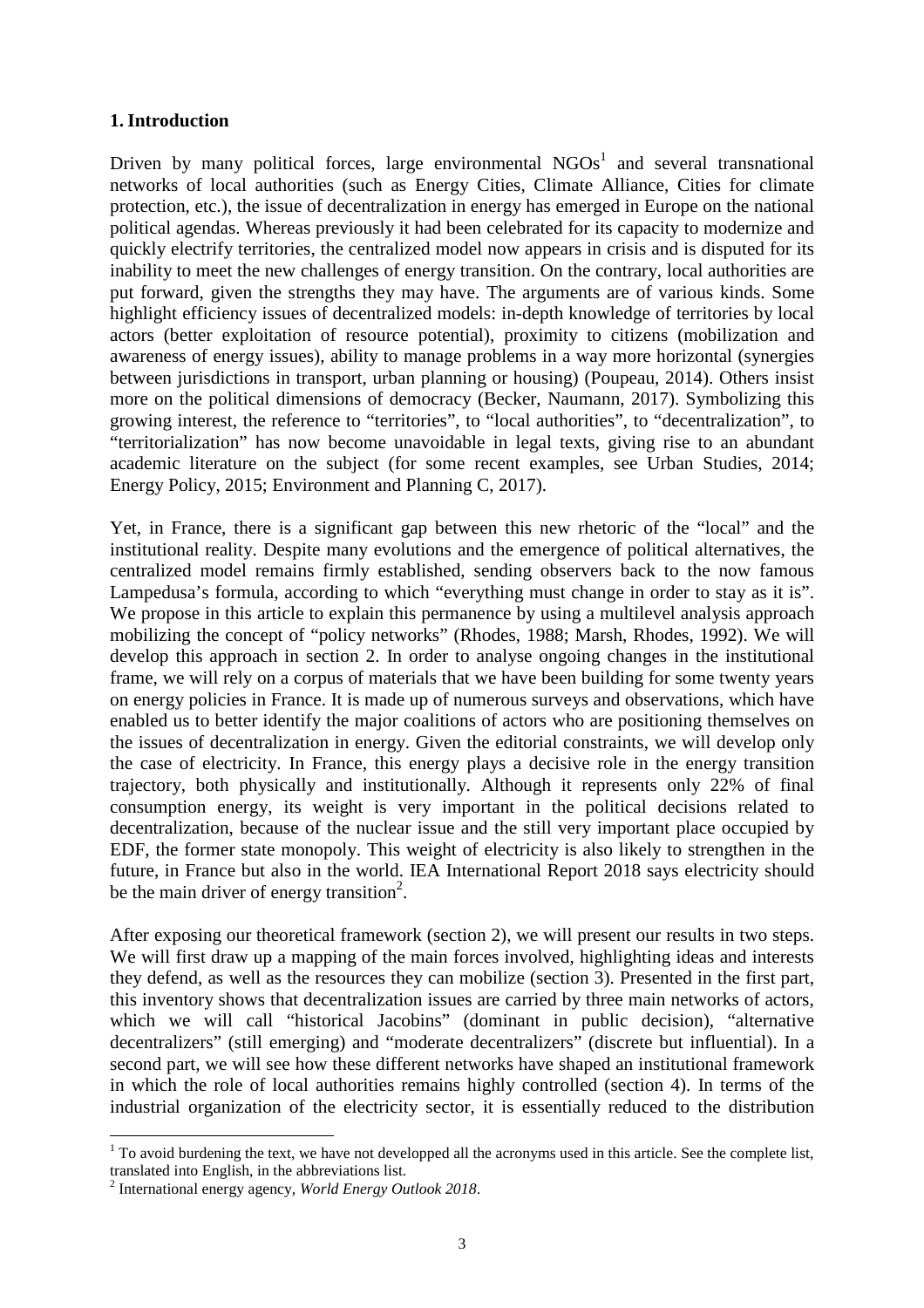## 1. Introduction

Driven by many political forces, large environmental NGOs[1] and several transnational networks of local authorities (such as Energy Cities, Climate Alliance, Cities for climate protection, etc.), the issue of decentralization in energy has emerged in Europe on the national political agendas. Whereas previously it had been celebrated for its capacity to modernize and quickly electrify territories, the centralized model now appears in crisis and is disputed for its inability to meet the new challenges of energy transition. On the contrary, local authorities are put forward, given the strengths they may have. The arguments are of various kinds. Some highlight efficiency issues of decentralized models: in-depth knowledge of territories by local actors (better exploitation of resource potential), proximity to citizens (mobilization and awareness of energy issues), ability to manage problems in a way more horizontal (synergies between jurisdictions in transport, urban planning or housing) (Poupeau, 2014). Others insist more on the political dimensions of democracy (Becker, Naumann, 2017). Symbolizing this growing interest, the reference to "territories", to "local authorities", to "decentralization", to "territorialization" has now become unavoidable in legal texts, giving rise to an abundant academic literature on the subject (for some recent examples, see Urban Studies, 2014; Energy Policy, 2015; Environment and Planning C, 2017).

Yet, in France, there is a significant gap between this new rhetoric of the "local" and the institutional reality. Despite many evolutions and the emergence of political alternatives, the centralized model remains firmly established, sending observers back to the now famous Lampedusa's formula, according to which "everything must change in order to stay as it is". We propose in this article to explain this permanence by using a multilevel analysis approach mobilizing the concept of "policy networks" (Rhodes, 1988; Marsh, Rhodes, 1992). We will develop this approach in section 2. In order to analyse ongoing changes in the institutional frame, we will rely on a corpus of materials that we have been building for some twenty years on energy policies in France. It is made up of numerous surveys and observations, which have enabled us to better identify the major coalitions of actors who are positioning themselves on the issues of decentralization in energy. Given the editorial constraints, we will develop only the case of electricity. In France, this energy plays a decisive role in the energy transition trajectory, both physically and institutionally. Although it represents only 22% of final consumption energy, its weight is very important in the political decisions related to decentralization, because of the nuclear issue and the still very important place occupied by EDF, the former state monopoly. This weight of electricity is also likely to strengthen in the future, in France but also in the world. IEA International Report 2018 says electricity should be the main driver of energy transition[2].

After exposing our theoretical framework (section 2), we will present our results in two steps. We will first draw up a mapping of the main forces involved, highlighting ideas and interests they defend, as well as the resources they can mobilize (section 3). Presented in the first part, this inventory shows that decentralization issues are carried by three main networks of actors, which we will call "historical Jacobins" (dominant in public decision), "alternative decentralizers" (still emerging) and "moderate decentralizers" (discrete but influential). In a second part, we will see how these different networks have shaped an institutional framework in which the role of local authorities remains highly controlled (section 4). In terms of the industrial organization of the electricity sector, it is essentially reduced to the distribution

---

[1] To avoid burdening the text, we have not developped all the acronyms used in this article. See the complete list, translated into English, in the abbreviations list.

[2] International energy agency, *World Energy Outlook 2018*.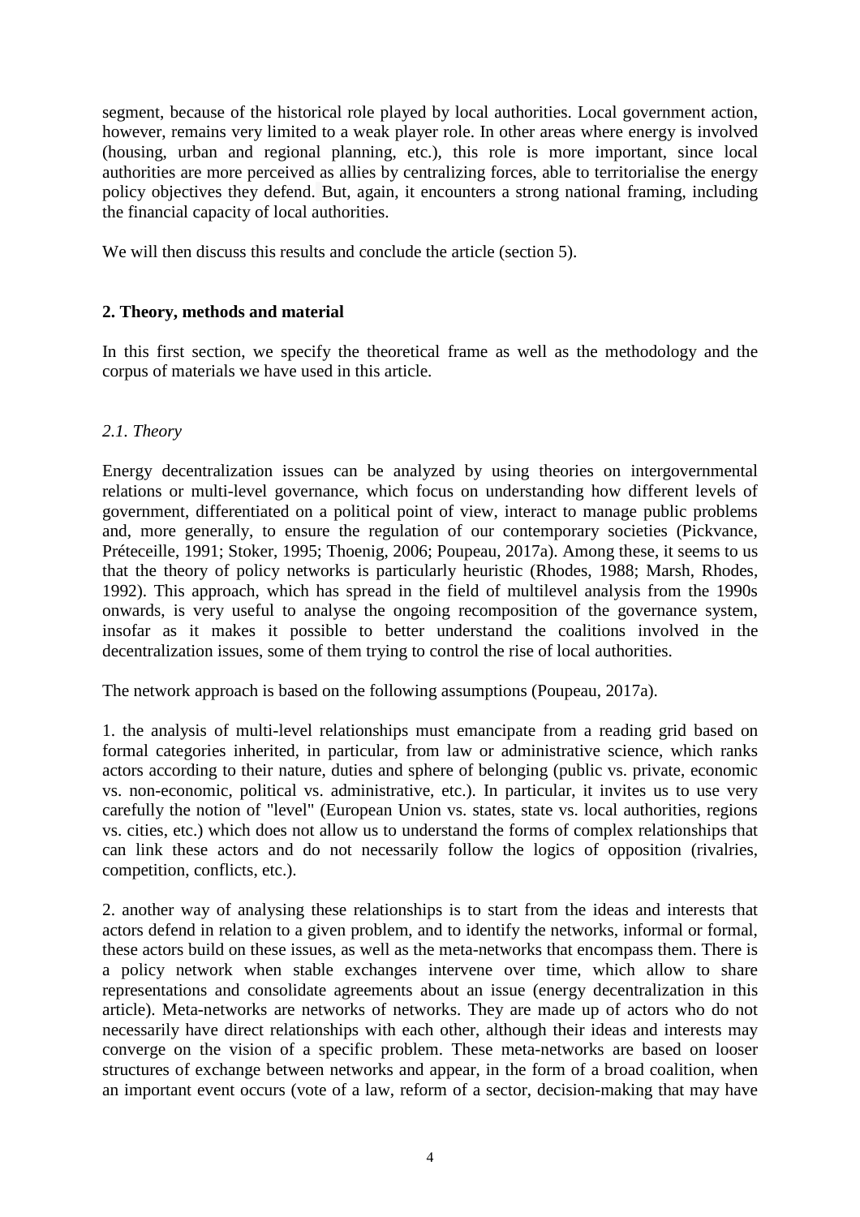segment, because of the historical role played by local authorities. Local government action, however, remains very limited to a weak player role. In other areas where energy is involved (housing, urban and regional planning, etc.), this role is more important, since local authorities are more perceived as allies by centralizing forces, able to territorialise the energy policy objectives they defend. But, again, it encounters a strong national framing, including the financial capacity of local authorities.

We will then discuss this results and conclude the article (section 5).

## 2. Theory, methods and material

In this first section, we specify the theoretical frame as well as the methodology and the corpus of materials we have used in this article.

### *2.1. Theory*

Energy decentralization issues can be analyzed by using theories on intergovernmental relations or multi-level governance, which focus on understanding how different levels of government, differentiated on a political point of view, interact to manage public problems and, more generally, to ensure the regulation of our contemporary societies (Pickvance, Préteceille, 1991; Stoker, 1995; Thoenig, 2006; Poupeau, 2017a). Among these, it seems to us that the theory of policy networks is particularly heuristic (Rhodes, 1988; Marsh, Rhodes, 1992). This approach, which has spread in the field of multilevel analysis from the 1990s onwards, is very useful to analyse the ongoing recomposition of the governance system, insofar as it makes it possible to better understand the coalitions involved in the decentralization issues, some of them trying to control the rise of local authorities.

The network approach is based on the following assumptions (Poupeau, 2017a).

1. the analysis of multi-level relationships must emancipate from a reading grid based on formal categories inherited, in particular, from law or administrative science, which ranks actors according to their nature, duties and sphere of belonging (public vs. private, economic vs. non-economic, political vs. administrative, etc.). In particular, it invites us to use very carefully the notion of "level" (European Union vs. states, state vs. local authorities, regions vs. cities, etc.) which does not allow us to understand the forms of complex relationships that can link these actors and do not necessarily follow the logics of opposition (rivalries, competition, conflicts, etc.).

2. another way of analysing these relationships is to start from the ideas and interests that actors defend in relation to a given problem, and to identify the networks, informal or formal, these actors build on these issues, as well as the meta-networks that encompass them. There is a policy network when stable exchanges intervene over time, which allow to share representations and consolidate agreements about an issue (energy decentralization in this article). Meta-networks are networks of networks. They are made up of actors who do not necessarily have direct relationships with each other, although their ideas and interests may converge on the vision of a specific problem. These meta-networks are based on looser structures of exchange between networks and appear, in the form of a broad coalition, when an important event occurs (vote of a law, reform of a sector, decision-making that may have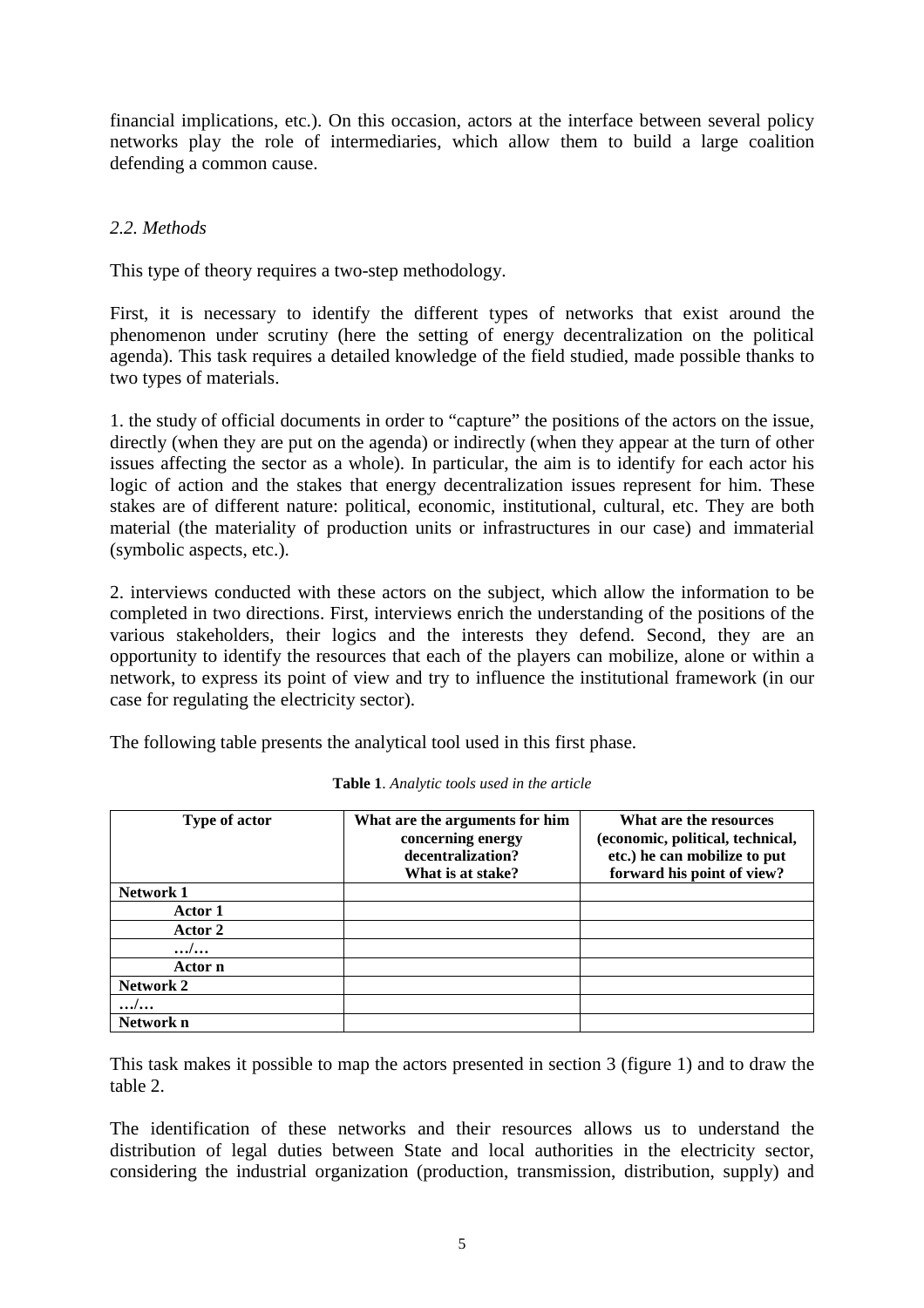financial implications, etc.). On this occasion, actors at the interface between several policy networks play the role of intermediaries, which allow them to build a large coalition defending a common cause.

### *2.2. Methods*

This type of theory requires a two-step methodology.

First, it is necessary to identify the different types of networks that exist around the phenomenon under scrutiny (here the setting of energy decentralization on the political agenda). This task requires a detailed knowledge of the field studied, made possible thanks to two types of materials.

1. the study of official documents in order to "capture" the positions of the actors on the issue, directly (when they are put on the agenda) or indirectly (when they appear at the turn of other issues affecting the sector as a whole). In particular, the aim is to identify for each actor his logic of action and the stakes that energy decentralization issues represent for him. These stakes are of different nature: political, economic, institutional, cultural, etc. They are both material (the materiality of production units or infrastructures in our case) and immaterial (symbolic aspects, etc.).

2. interviews conducted with these actors on the subject, which allow the information to be completed in two directions. First, interviews enrich the understanding of the positions of the various stakeholders, their logics and the interests they defend. Second, they are an opportunity to identify the resources that each of the players can mobilize, alone or within a network, to express its point of view and try to influence the institutional framework (in our case for regulating the electricity sector).

The following table presents the analytical tool used in this first phase.

**Table 1**. *Analytic tools used in the article*

| Type of actor | What are the arguments for him concerning energy decentralization? What is at stake? | What are the resources (economic, political, technical, etc.) he can mobilize to put forward his point of view? |
|---|---|---|
| **Network 1** | | |
| **Actor 1** | | |
| **Actor 2** | | |
| **…/…** | | |
| **Actor n** | | |
| **Network 2** | | |
| **…/…** | | |
| **Network n** | | |

This task makes it possible to map the actors presented in section 3 (figure 1) and to draw the table 2.

The identification of these networks and their resources allows us to understand the distribution of legal duties between State and local authorities in the electricity sector, considering the industrial organization (production, transmission, distribution, supply) and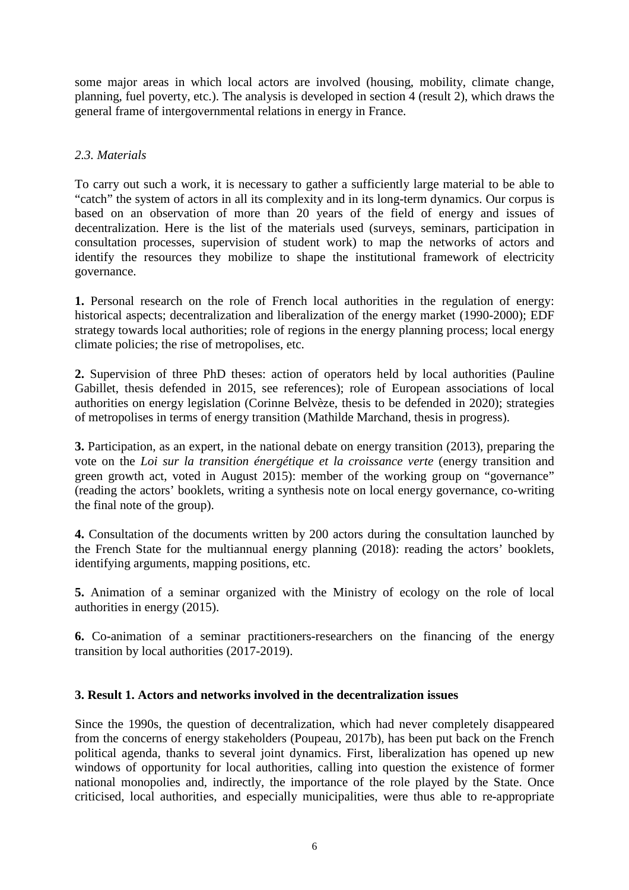some major areas in which local actors are involved (housing, mobility, climate change, planning, fuel poverty, etc.). The analysis is developed in section 4 (result 2), which draws the general frame of intergovernmental relations in energy in France.

### *2.3. Materials*

To carry out such a work, it is necessary to gather a sufficiently large material to be able to "catch" the system of actors in all its complexity and in its long-term dynamics. Our corpus is based on an observation of more than 20 years of the field of energy and issues of decentralization. Here is the list of the materials used (surveys, seminars, participation in consultation processes, supervision of student work) to map the networks of actors and identify the resources they mobilize to shape the institutional framework of electricity governance.

**1.** Personal research on the role of French local authorities in the regulation of energy: historical aspects; decentralization and liberalization of the energy market (1990-2000); EDF strategy towards local authorities; role of regions in the energy planning process; local energy climate policies; the rise of metropolises, etc.

**2.** Supervision of three PhD theses: action of operators held by local authorities (Pauline Gabillet, thesis defended in 2015, see references); role of European associations of local authorities on energy legislation (Corinne Belvèze, thesis to be defended in 2020); strategies of metropolises in terms of energy transition (Mathilde Marchand, thesis in progress).

**3.** Participation, as an expert, in the national debate on energy transition (2013), preparing the vote on the *Loi sur la transition énergétique et la croissance verte* (energy transition and green growth act, voted in August 2015): member of the working group on "governance" (reading the actors' booklets, writing a synthesis note on local energy governance, co-writing the final note of the group).

**4.** Consultation of the documents written by 200 actors during the consultation launched by the French State for the multiannual energy planning (2018): reading the actors' booklets, identifying arguments, mapping positions, etc.

**5.** Animation of a seminar organized with the Ministry of ecology on the role of local authorities in energy (2015).

**6.** Co-animation of a seminar practitioners-researchers on the financing of the energy transition by local authorities (2017-2019).

## 3. Result 1. Actors and networks involved in the decentralization issues

Since the 1990s, the question of decentralization, which had never completely disappeared from the concerns of energy stakeholders (Poupeau, 2017b), has been put back on the French political agenda, thanks to several joint dynamics. First, liberalization has opened up new windows of opportunity for local authorities, calling into question the existence of former national monopolies and, indirectly, the importance of the role played by the State. Once criticised, local authorities, and especially municipalities, were thus able to re-appropriate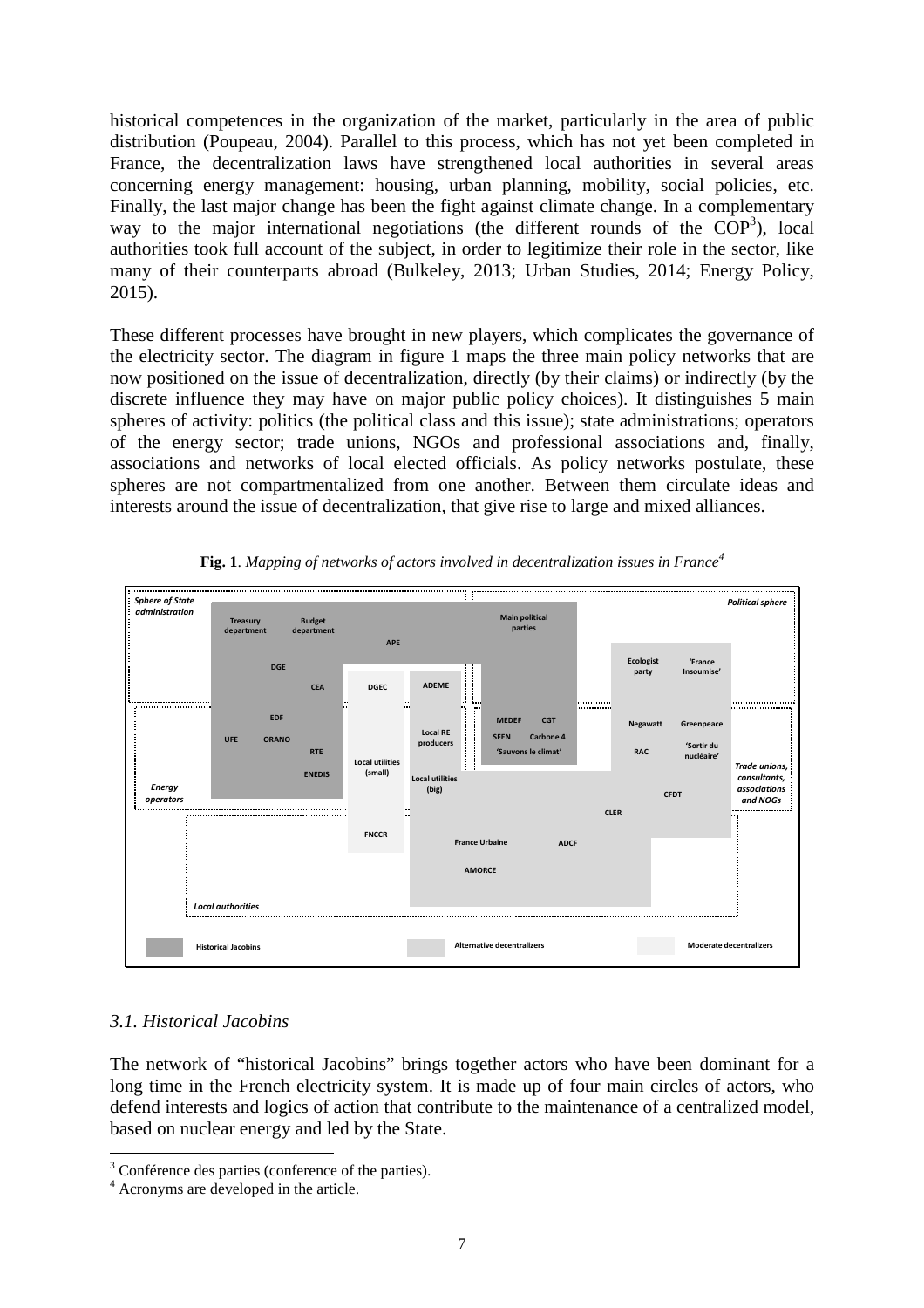historical competences in the organization of the market, particularly in the area of public distribution (Poupeau, 2004). Parallel to this process, which has not yet been completed in France, the decentralization laws have strengthened local authorities in several areas concerning energy management: housing, urban planning, mobility, social policies, etc. Finally, the last major change has been the fight against climate change. In a complementary way to the major international negotiations (the different rounds of the COP[3]), local authorities took full account of the subject, in order to legitimize their role in the sector, like many of their counterparts abroad (Bulkeley, 2013; Urban Studies, 2014; Energy Policy, 2015).

These different processes have brought in new players, which complicates the governance of the electricity sector. The diagram in figure 1 maps the three main policy networks that are now positioned on the issue of decentralization, directly (by their claims) or indirectly (by the discrete influence they may have on major public policy choices). It distinguishes 5 main spheres of activity: politics (the political class and this issue); state administrations; operators of the energy sector; trade unions, NGOs and professional associations and, finally, associations and networks of local elected officials. As policy networks postulate, these spheres are not compartmentalized from one another. Between them circulate ideas and interests around the issue of decentralization, that give rise to large and mixed alliances.

**Fig. 1**. *Mapping of networks of actors involved in decentralization issues in France*[4]

Sphere of State administration | Political sphere | Energy operators | Trade unions, consultants, associations and NOGs | Local authorities

Treasury department, Budget department, APE, Main political parties, DGE, CEA, DGEC, ADEME, Ecologist party, 'France Insoumise', EDF, UFE, ORANO, RTE, ENEDIS, Local RE producers, Local utilities (small), Local utilities (big), MEDEF, CGT, SFEN, Carbone 4, 'Sauvons le climat', Negawatt, Greenpeace, RAC, 'Sortir du nucléaire', CFDT, CLER, FNCCR, France Urbaine, ADCF, AMORCE

Historical Jacobins | Alternative decentralizers | Moderate decentralizers

### *3.1. Historical Jacobins*

The network of "historical Jacobins" brings together actors who have been dominant for a long time in the French electricity system. It is made up of four main circles of actors, who defend interests and logics of action that contribute to the maintenance of a centralized model, based on nuclear energy and led by the State.

[3] Conférence des parties (conference of the parties).

[4] Acronyms are developed in the article.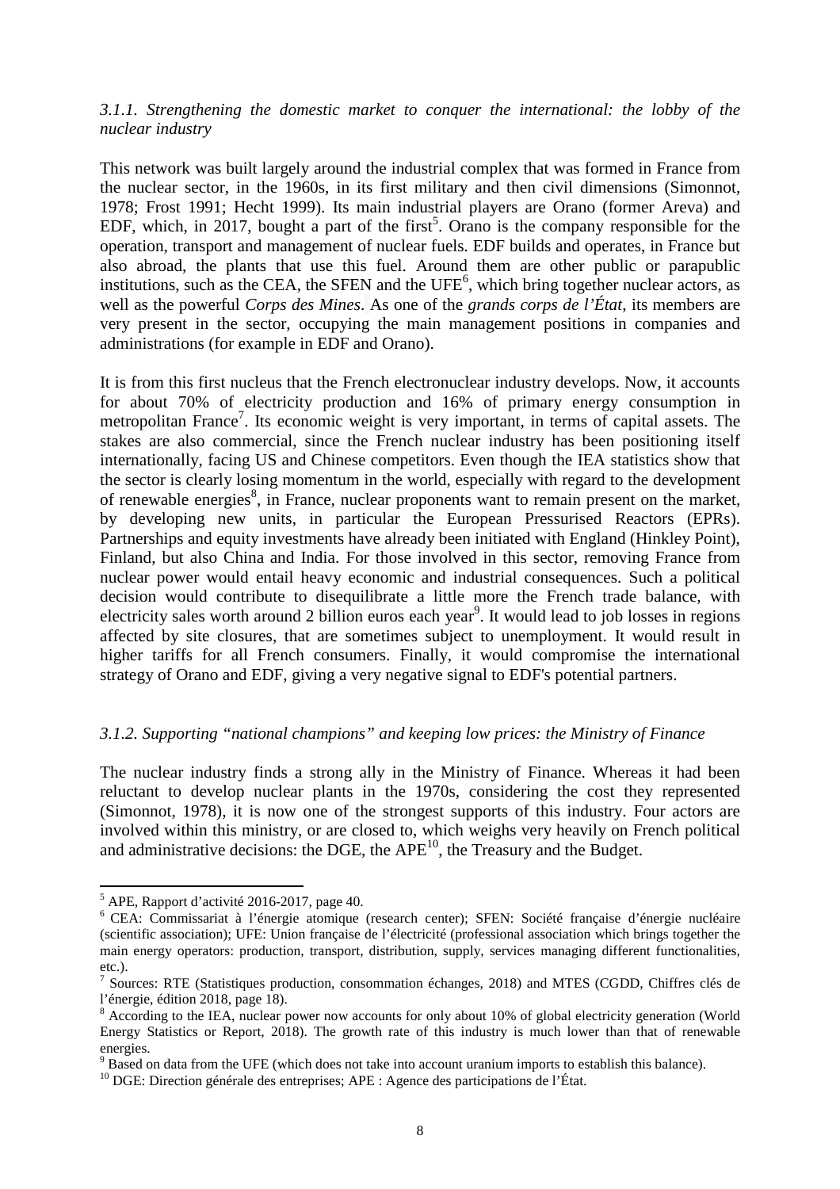### *3.1.1. Strengthening the domestic market to conquer the international: the lobby of the nuclear industry*

This network was built largely around the industrial complex that was formed in France from the nuclear sector, in the 1960s, in its first military and then civil dimensions (Simonnot, 1978; Frost 1991; Hecht 1999). Its main industrial players are Orano (former Areva) and EDF, which, in 2017, bought a part of the first[5]. Orano is the company responsible for the operation, transport and management of nuclear fuels. EDF builds and operates, in France but also abroad, the plants that use this fuel. Around them are other public or parapublic institutions, such as the CEA, the SFEN and the UFE[6], which bring together nuclear actors, as well as the powerful *Corps des Mines*. As one of the *grands corps de l'État*, its members are very present in the sector, occupying the main management positions in companies and administrations (for example in EDF and Orano).

It is from this first nucleus that the French electronuclear industry develops. Now, it accounts for about 70% of electricity production and 16% of primary energy consumption in metropolitan France[7]. Its economic weight is very important, in terms of capital assets. The stakes are also commercial, since the French nuclear industry has been positioning itself internationally, facing US and Chinese competitors. Even though the IEA statistics show that the sector is clearly losing momentum in the world, especially with regard to the development of renewable energies[8], in France, nuclear proponents want to remain present on the market, by developing new units, in particular the European Pressurised Reactors (EPRs). Partnerships and equity investments have already been initiated with England (Hinkley Point), Finland, but also China and India. For those involved in this sector, removing France from nuclear power would entail heavy economic and industrial consequences. Such a political decision would contribute to disequilibrate a little more the French trade balance, with electricity sales worth around 2 billion euros each year[9]. It would lead to job losses in regions affected by site closures, that are sometimes subject to unemployment. It would result in higher tariffs for all French consumers. Finally, it would compromise the international strategy of Orano and EDF, giving a very negative signal to EDF's potential partners.

### *3.1.2. Supporting "national champions" and keeping low prices: the Ministry of Finance*

The nuclear industry finds a strong ally in the Ministry of Finance. Whereas it had been reluctant to develop nuclear plants in the 1970s, considering the cost they represented (Simonnot, 1978), it is now one of the strongest supports of this industry. Four actors are involved within this ministry, or are closed to, which weighs very heavily on French political and administrative decisions: the DGE, the APE[10], the Treasury and the Budget.

---

[5] APE, Rapport d'activité 2016-2017, page 40.

[6] CEA: Commissariat à l'énergie atomique (research center); SFEN: Société française d'énergie nucléaire (scientific association); UFE: Union française de l'électricité (professional association which brings together the main energy operators: production, transport, distribution, supply, services managing different functionalities, etc.).

[7] Sources: RTE (Statistiques production, consommation échanges, 2018) and MTES (CGDD, Chiffres clés de l'énergie, édition 2018, page 18).

[8] According to the IEA, nuclear power now accounts for only about 10% of global electricity generation (World Energy Statistics or Report, 2018). The growth rate of this industry is much lower than that of renewable energies.

[9] Based on data from the UFE (which does not take into account uranium imports to establish this balance).

[10] DGE: Direction générale des entreprises; APE : Agence des participations de l'État.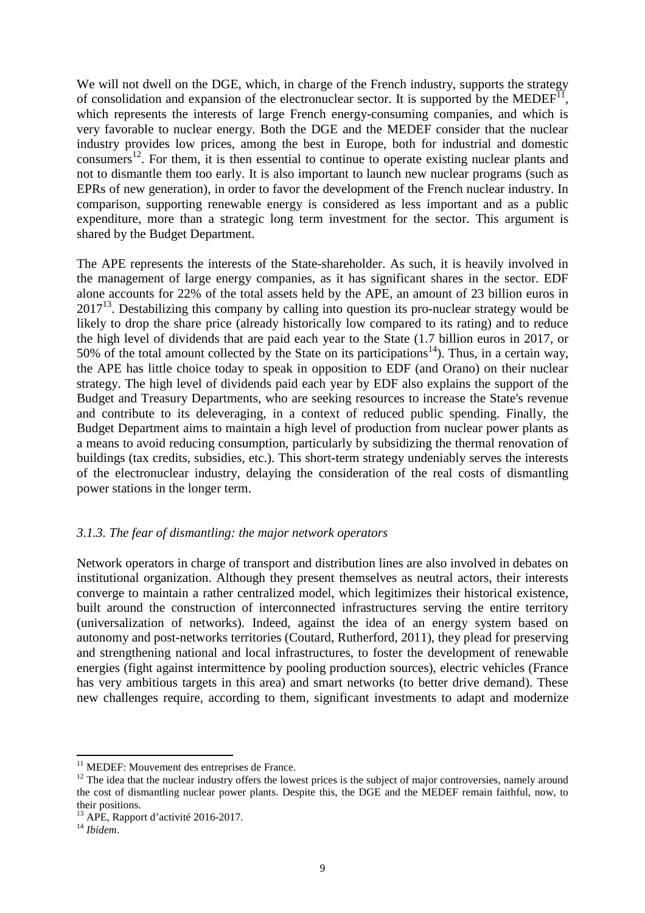We will not dwell on the DGE, which, in charge of the French industry, supports the strategy of consolidation and expansion of the electronuclear sector. It is supported by the MEDEF[11], which represents the interests of large French energy-consuming companies, and which is very favorable to nuclear energy. Both the DGE and the MEDEF consider that the nuclear industry provides low prices, among the best in Europe, both for industrial and domestic consumers[12]. For them, it is then essential to continue to operate existing nuclear plants and not to dismantle them too early. It is also important to launch new nuclear programs (such as EPRs of new generation), in order to favor the development of the French nuclear industry. In comparison, supporting renewable energy is considered as less important and as a public expenditure, more than a strategic long term investment for the sector. This argument is shared by the Budget Department.

The APE represents the interests of the State-shareholder. As such, it is heavily involved in the management of large energy companies, as it has significant shares in the sector. EDF alone accounts for 22% of the total assets held by the APE, an amount of 23 billion euros in 2017[13]. Destabilizing this company by calling into question its pro-nuclear strategy would be likely to drop the share price (already historically low compared to its rating) and to reduce the high level of dividends that are paid each year to the State (1.7 billion euros in 2017, or 50% of the total amount collected by the State on its participations[14]). Thus, in a certain way, the APE has little choice today to speak in opposition to EDF (and Orano) on their nuclear strategy. The high level of dividends paid each year by EDF also explains the support of the Budget and Treasury Departments, who are seeking resources to increase the State's revenue and contribute to its deleveraging, in a context of reduced public spending. Finally, the Budget Department aims to maintain a high level of production from nuclear power plants as a means to avoid reducing consumption, particularly by subsidizing the thermal renovation of buildings (tax credits, subsidies, etc.). This short-term strategy undeniably serves the interests of the electronuclear industry, delaying the consideration of the real costs of dismantling power stations in the longer term.

### *3.1.3. The fear of dismantling: the major network operators*

Network operators in charge of transport and distribution lines are also involved in debates on institutional organization. Although they present themselves as neutral actors, their interests converge to maintain a rather centralized model, which legitimizes their historical existence, built around the construction of interconnected infrastructures serving the entire territory (universalization of networks). Indeed, against the idea of an energy system based on autonomy and post-networks territories (Coutard, Rutherford, 2011), they plead for preserving and strengthening national and local infrastructures, to foster the development of renewable energies (fight against intermittence by pooling production sources), electric vehicles (France has very ambitious targets in this area) and smart networks (to better drive demand). These new challenges require, according to them, significant investments to adapt and modernize

---

[11] MEDEF: Mouvement des entreprises de France.

[12] The idea that the nuclear industry offers the lowest prices is the subject of major controversies, namely around the cost of dismantling nuclear power plants. Despite this, the DGE and the MEDEF remain faithful, now, to their positions.

[13] APE, Rapport d'activité 2016-2017.

[14] *Ibidem*.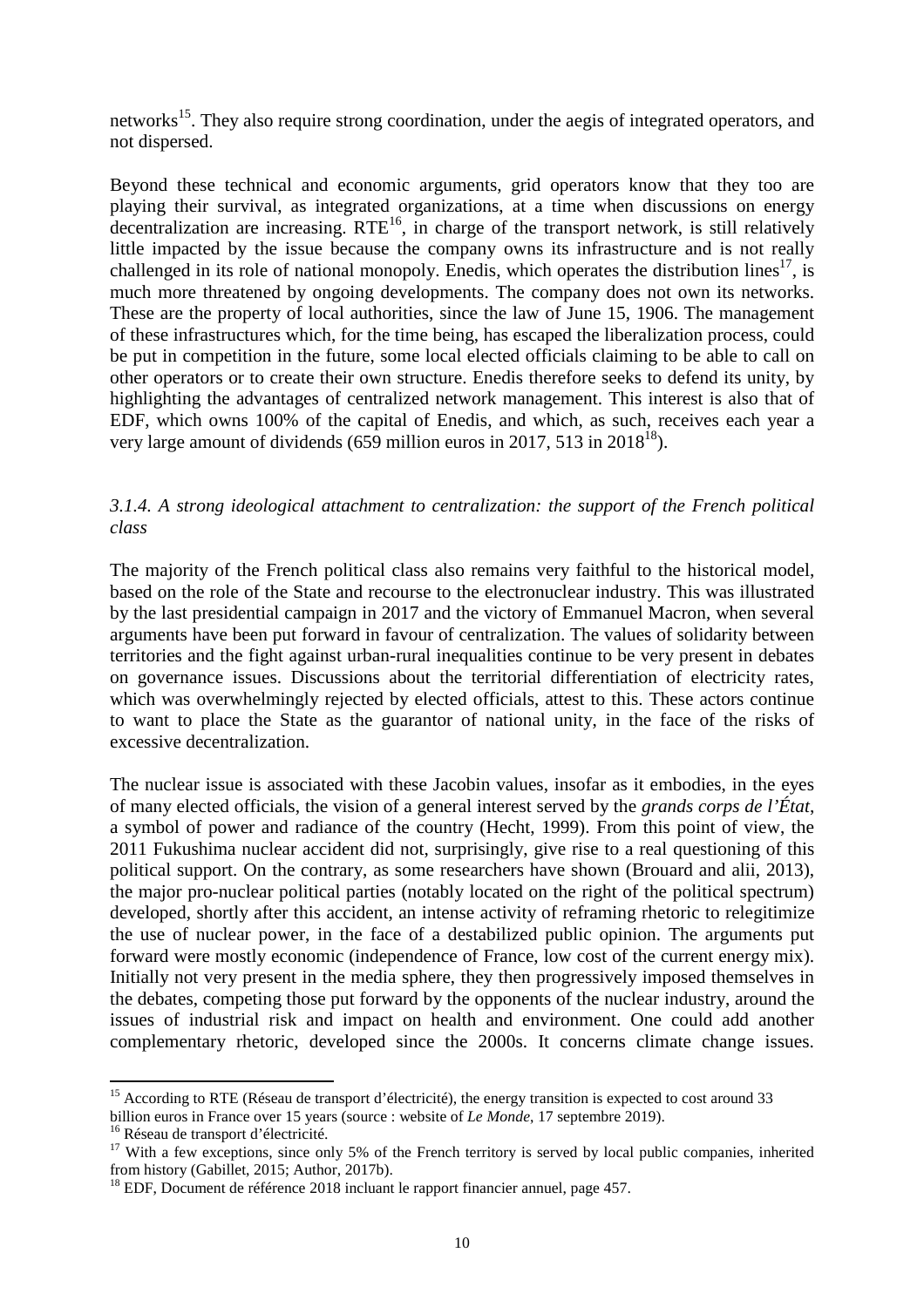networks[15]. They also require strong coordination, under the aegis of integrated operators, and not dispersed.

Beyond these technical and economic arguments, grid operators know that they too are playing their survival, as integrated organizations, at a time when discussions on energy decentralization are increasing. RTE[16], in charge of the transport network, is still relatively little impacted by the issue because the company owns its infrastructure and is not really challenged in its role of national monopoly. Enedis, which operates the distribution lines[17], is much more threatened by ongoing developments. The company does not own its networks. These are the property of local authorities, since the law of June 15, 1906. The management of these infrastructures which, for the time being, has escaped the liberalization process, could be put in competition in the future, some local elected officials claiming to be able to call on other operators or to create their own structure. Enedis therefore seeks to defend its unity, by highlighting the advantages of centralized network management. This interest is also that of EDF, which owns 100% of the capital of Enedis, and which, as such, receives each year a very large amount of dividends (659 million euros in 2017, 513 in 2018[18]).

### *3.1.4. A strong ideological attachment to centralization: the support of the French political class*

The majority of the French political class also remains very faithful to the historical model, based on the role of the State and recourse to the electronuclear industry. This was illustrated by the last presidential campaign in 2017 and the victory of Emmanuel Macron, when several arguments have been put forward in favour of centralization. The values of solidarity between territories and the fight against urban-rural inequalities continue to be very present in debates on governance issues. Discussions about the territorial differentiation of electricity rates, which was overwhelmingly rejected by elected officials, attest to this. These actors continue to want to place the State as the guarantor of national unity, in the face of the risks of excessive decentralization.

The nuclear issue is associated with these Jacobin values, insofar as it embodies, in the eyes of many elected officials, the vision of a general interest served by the *grands corps de l'État*, a symbol of power and radiance of the country (Hecht, 1999). From this point of view, the 2011 Fukushima nuclear accident did not, surprisingly, give rise to a real questioning of this political support. On the contrary, as some researchers have shown (Brouard and alii, 2013), the major pro-nuclear political parties (notably located on the right of the political spectrum) developed, shortly after this accident, an intense activity of reframing rhetoric to relegitimize the use of nuclear power, in the face of a destabilized public opinion. The arguments put forward were mostly economic (independence of France, low cost of the current energy mix). Initially not very present in the media sphere, they then progressively imposed themselves in the debates, competing those put forward by the opponents of the nuclear industry, around the issues of industrial risk and impact on health and environment. One could add another complementary rhetoric, developed since the 2000s. It concerns climate change issues.

---

[15] According to RTE (Réseau de transport d'électricité), the energy transition is expected to cost around 33 billion euros in France over 15 years (source : website of *Le Monde*, 17 septembre 2019).

[16] Réseau de transport d'électricité.

[17] With a few exceptions, since only 5% of the French territory is served by local public companies, inherited from history (Gabillet, 2015; Author, 2017b).

[18] EDF, Document de référence 2018 incluant le rapport financier annuel, page 457.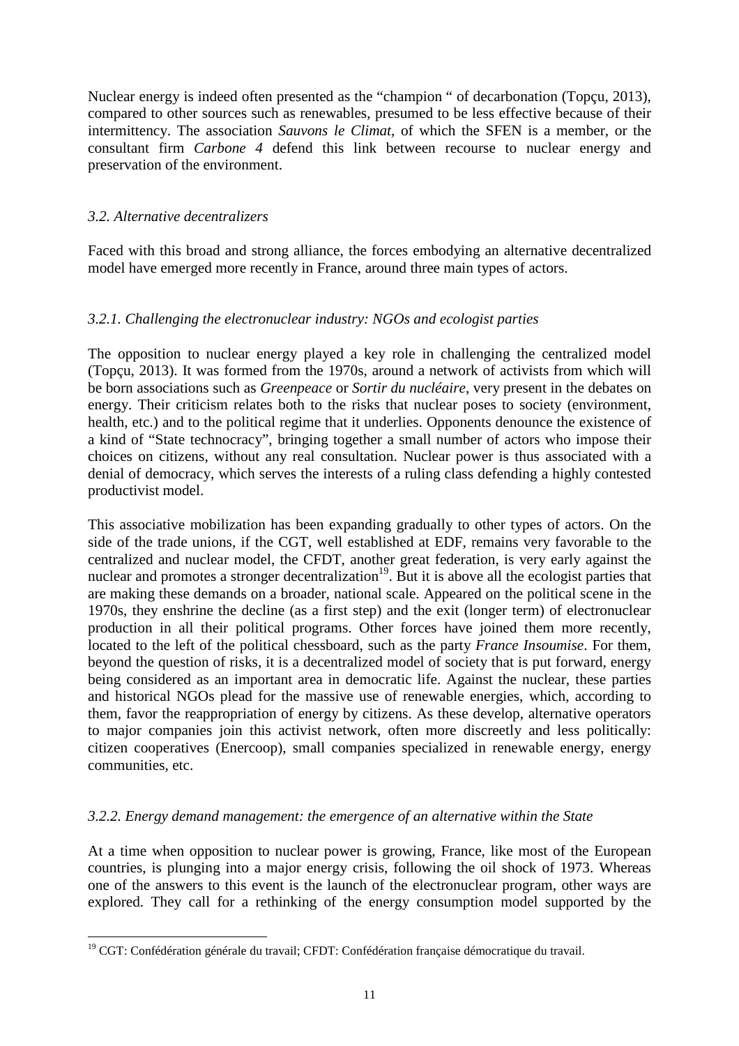Nuclear energy is indeed often presented as the "champion " of decarbonation (Topçu, 2013), compared to other sources such as renewables, presumed to be less effective because of their intermittency. The association *Sauvons le Climat*, of which the SFEN is a member, or the consultant firm *Carbone 4* defend this link between recourse to nuclear energy and preservation of the environment.

### *3.2. Alternative decentralizers*

Faced with this broad and strong alliance, the forces embodying an alternative decentralized model have emerged more recently in France, around three main types of actors.

#### *3.2.1. Challenging the electronuclear industry: NGOs and ecologist parties*

The opposition to nuclear energy played a key role in challenging the centralized model (Topçu, 2013). It was formed from the 1970s, around a network of activists from which will be born associations such as *Greenpeace* or *Sortir du nucléaire*, very present in the debates on energy. Their criticism relates both to the risks that nuclear poses to society (environment, health, etc.) and to the political regime that it underlies. Opponents denounce the existence of a kind of "State technocracy", bringing together a small number of actors who impose their choices on citizens, without any real consultation. Nuclear power is thus associated with a denial of democracy, which serves the interests of a ruling class defending a highly contested productivist model.

This associative mobilization has been expanding gradually to other types of actors. On the side of the trade unions, if the CGT, well established at EDF, remains very favorable to the centralized and nuclear model, the CFDT, another great federation, is very early against the nuclear and promotes a stronger decentralization[19]. But it is above all the ecologist parties that are making these demands on a broader, national scale. Appeared on the political scene in the 1970s, they enshrine the decline (as a first step) and the exit (longer term) of electronuclear production in all their political programs. Other forces have joined them more recently, located to the left of the political chessboard, such as the party *France Insoumise*. For them, beyond the question of risks, it is a decentralized model of society that is put forward, energy being considered as an important area in democratic life. Against the nuclear, these parties and historical NGOs plead for the massive use of renewable energies, which, according to them, favor the reappropriation of energy by citizens. As these develop, alternative operators to major companies join this activist network, often more discreetly and less politically: citizen cooperatives (Enercoop), small companies specialized in renewable energy, energy communities, etc.

#### *3.2.2. Energy demand management: the emergence of an alternative within the State*

At a time when opposition to nuclear power is growing, France, like most of the European countries, is plunging into a major energy crisis, following the oil shock of 1973. Whereas one of the answers to this event is the launch of the electronuclear program, other ways are explored. They call for a rethinking of the energy consumption model supported by the

[19] CGT: Confédération générale du travail; CFDT: Confédération française démocratique du travail.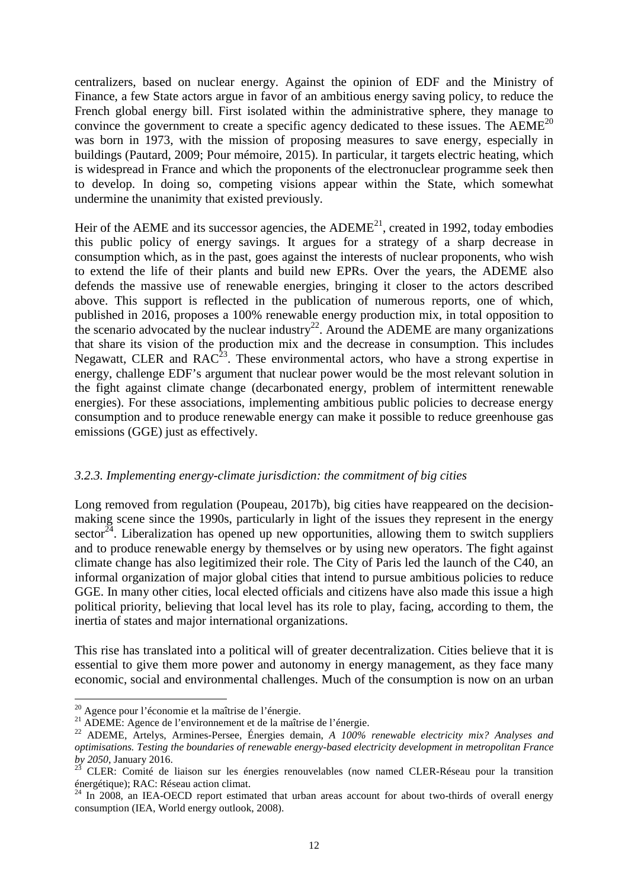centralizers, based on nuclear energy. Against the opinion of EDF and the Ministry of Finance, a few State actors argue in favor of an ambitious energy saving policy, to reduce the French global energy bill. First isolated within the administrative sphere, they manage to convince the government to create a specific agency dedicated to these issues. The AEME[20] was born in 1973, with the mission of proposing measures to save energy, especially in buildings (Pautard, 2009; Pour mémoire, 2015). In particular, it targets electric heating, which is widespread in France and which the proponents of the electronuclear programme seek then to develop. In doing so, competing visions appear within the State, which somewhat undermine the unanimity that existed previously.

Heir of the AEME and its successor agencies, the ADEME[21], created in 1992, today embodies this public policy of energy savings. It argues for a strategy of a sharp decrease in consumption which, as in the past, goes against the interests of nuclear proponents, who wish to extend the life of their plants and build new EPRs. Over the years, the ADEME also defends the massive use of renewable energies, bringing it closer to the actors described above. This support is reflected in the publication of numerous reports, one of which, published in 2016, proposes a 100% renewable energy production mix, in total opposition to the scenario advocated by the nuclear industry[22]. Around the ADEME are many organizations that share its vision of the production mix and the decrease in consumption. This includes Negawatt, CLER and RAC[23]. These environmental actors, who have a strong expertise in energy, challenge EDF's argument that nuclear power would be the most relevant solution in the fight against climate change (decarbonated energy, problem of intermittent renewable energies). For these associations, implementing ambitious public policies to decrease energy consumption and to produce renewable energy can make it possible to reduce greenhouse gas emissions (GGE) just as effectively.

### *3.2.3. Implementing energy-climate jurisdiction: the commitment of big cities*

Long removed from regulation (Poupeau, 2017b), big cities have reappeared on the decision-making scene since the 1990s, particularly in light of the issues they represent in the energy sector[24]. Liberalization has opened up new opportunities, allowing them to switch suppliers and to produce renewable energy by themselves or by using new operators. The fight against climate change has also legitimized their role. The City of Paris led the launch of the C40, an informal organization of major global cities that intend to pursue ambitious policies to reduce GGE. In many other cities, local elected officials and citizens have also made this issue a high political priority, believing that local level has its role to play, facing, according to them, the inertia of states and major international organizations.

This rise has translated into a political will of greater decentralization. Cities believe that it is essential to give them more power and autonomy in energy management, as they face many economic, social and environmental challenges. Much of the consumption is now on an urban

---

[20] Agence pour l'économie et la maîtrise de l'énergie.

[21] ADEME: Agence de l'environnement et de la maîtrise de l'énergie.

[22] ADEME, Artelys, Armines-Persee, Énergies demain, *A 100% renewable electricity mix? Analyses and optimisations. Testing the boundaries of renewable energy-based electricity development in metropolitan France by 2050*, January 2016.

[23] CLER: Comité de liaison sur les énergies renouvelables (now named CLER-Réseau pour la transition énergétique); RAC: Réseau action climat.

[24] In 2008, an IEA-OECD report estimated that urban areas account for about two-thirds of overall energy consumption (IEA, World energy outlook, 2008).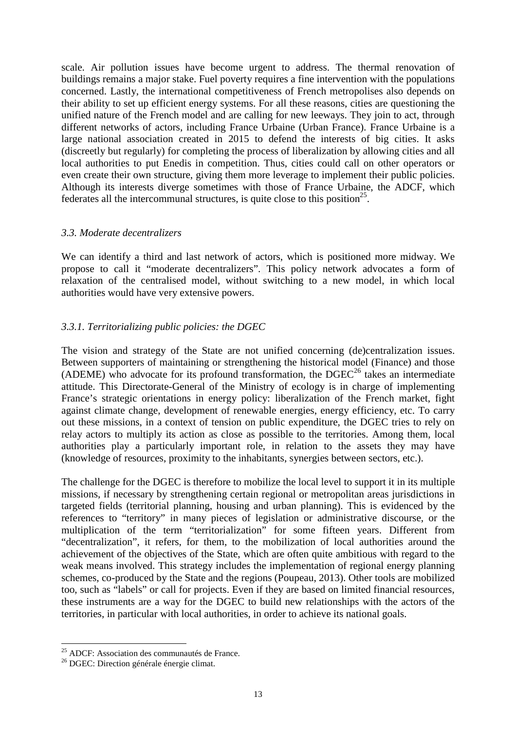scale. Air pollution issues have become urgent to address. The thermal renovation of buildings remains a major stake. Fuel poverty requires a fine intervention with the populations concerned. Lastly, the international competitiveness of French metropolises also depends on their ability to set up efficient energy systems. For all these reasons, cities are questioning the unified nature of the French model and are calling for new leeways. They join to act, through different networks of actors, including France Urbaine (Urban France). France Urbaine is a large national association created in 2015 to defend the interests of big cities. It asks (discreetly but regularly) for completing the process of liberalization by allowing cities and all local authorities to put Enedis in competition. Thus, cities could call on other operators or even create their own structure, giving them more leverage to implement their public policies. Although its interests diverge sometimes with those of France Urbaine, the ADCF, which federates all the intercommunal structures, is quite close to this position[25].

### *3.3. Moderate decentralizers*

We can identify a third and last network of actors, which is positioned more midway. We propose to call it "moderate decentralizers". This policy network advocates a form of relaxation of the centralised model, without switching to a new model, in which local authorities would have very extensive powers.

#### *3.3.1. Territorializing public policies: the DGEC*

The vision and strategy of the State are not unified concerning (de)centralization issues. Between supporters of maintaining or strengthening the historical model (Finance) and those (ADEME) who advocate for its profound transformation, the DGEC[26] takes an intermediate attitude. This Directorate-General of the Ministry of ecology is in charge of implementing France's strategic orientations in energy policy: liberalization of the French market, fight against climate change, development of renewable energies, energy efficiency, etc. To carry out these missions, in a context of tension on public expenditure, the DGEC tries to rely on relay actors to multiply its action as close as possible to the territories. Among them, local authorities play a particularly important role, in relation to the assets they may have (knowledge of resources, proximity to the inhabitants, synergies between sectors, etc.).

The challenge for the DGEC is therefore to mobilize the local level to support it in its multiple missions, if necessary by strengthening certain regional or metropolitan areas jurisdictions in targeted fields (territorial planning, housing and urban planning). This is evidenced by the references to "territory" in many pieces of legislation or administrative discourse, or the multiplication of the term "territorialization" for some fifteen years. Different from "decentralization", it refers, for them, to the mobilization of local authorities around the achievement of the objectives of the State, which are often quite ambitious with regard to the weak means involved. This strategy includes the implementation of regional energy planning schemes, co-produced by the State and the regions (Poupeau, 2013). Other tools are mobilized too, such as "labels" or call for projects. Even if they are based on limited financial resources, these instruments are a way for the DGEC to build new relationships with the actors of the territories, in particular with local authorities, in order to achieve its national goals.

---

[25] ADCF: Association des communautés de France.

[26] DGEC: Direction générale énergie climat.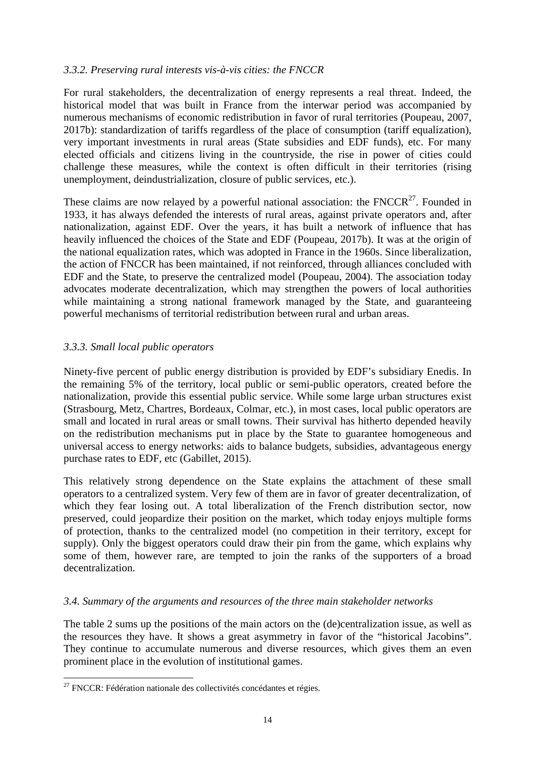### *3.3.2. Preserving rural interests vis-à-vis cities: the FNCCR*

For rural stakeholders, the decentralization of energy represents a real threat. Indeed, the historical model that was built in France from the interwar period was accompanied by numerous mechanisms of economic redistribution in favor of rural territories (Poupeau, 2007, 2017b): standardization of tariffs regardless of the place of consumption (tariff equalization), very important investments in rural areas (State subsidies and EDF funds), etc. For many elected officials and citizens living in the countryside, the rise in power of cities could challenge these measures, while the context is often difficult in their territories (rising unemployment, deindustrialization, closure of public services, etc.).

These claims are now relayed by a powerful national association: the FNCCR[27]. Founded in 1933, it has always defended the interests of rural areas, against private operators and, after nationalization, against EDF. Over the years, it has built a network of influence that has heavily influenced the choices of the State and EDF (Poupeau, 2017b). It was at the origin of the national equalization rates, which was adopted in France in the 1960s. Since liberalization, the action of FNCCR has been maintained, if not reinforced, through alliances concluded with EDF and the State, to preserve the centralized model (Poupeau, 2004). The association today advocates moderate decentralization, which may strengthen the powers of local authorities while maintaining a strong national framework managed by the State, and guaranteeing powerful mechanisms of territorial redistribution between rural and urban areas.

### *3.3.3. Small local public operators*

Ninety-five percent of public energy distribution is provided by EDF's subsidiary Enedis. In the remaining 5% of the territory, local public or semi-public operators, created before the nationalization, provide this essential public service. While some large urban structures exist (Strasbourg, Metz, Chartres, Bordeaux, Colmar, etc.), in most cases, local public operators are small and located in rural areas or small towns. Their survival has hitherto depended heavily on the redistribution mechanisms put in place by the State to guarantee homogeneous and universal access to energy networks: aids to balance budgets, subsidies, advantageous energy purchase rates to EDF, etc (Gabillet, 2015).

This relatively strong dependence on the State explains the attachment of these small operators to a centralized system. Very few of them are in favor of greater decentralization, of which they fear losing out. A total liberalization of the French distribution sector, now preserved, could jeopardize their position on the market, which today enjoys multiple forms of protection, thanks to the centralized model (no competition in their territory, except for supply). Only the biggest operators could draw their pin from the game, which explains why some of them, however rare, are tempted to join the ranks of the supporters of a broad decentralization.

### *3.4. Summary of the arguments and resources of the three main stakeholder networks*

The table 2 sums up the positions of the main actors on the (de)centralization issue, as well as the resources they have. It shows a great asymmetry in favor of the "historical Jacobins". They continue to accumulate numerous and diverse resources, which gives them an even prominent place in the evolution of institutional games.

[27] FNCCR: Fédération nationale des collectivités concédantes et régies.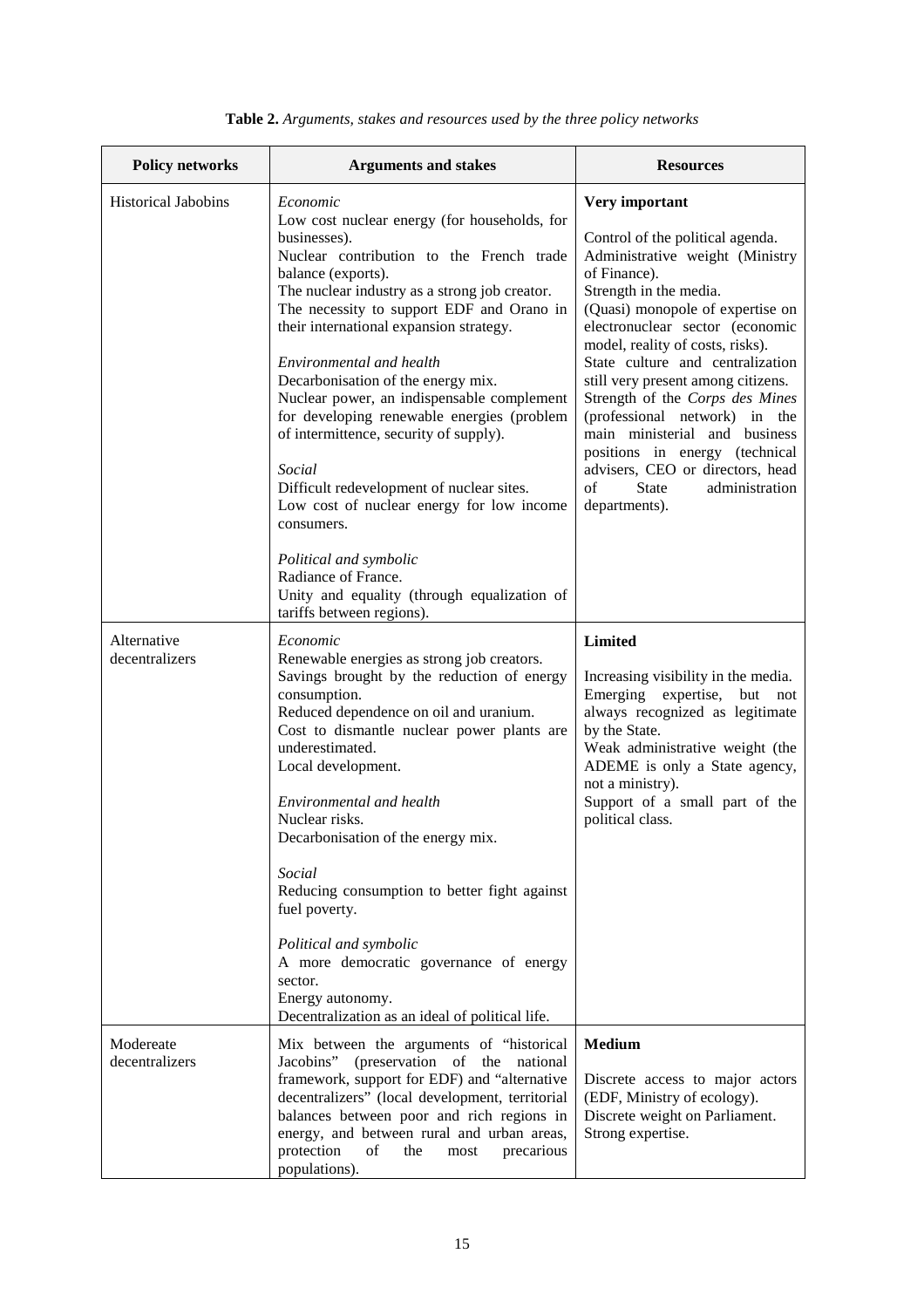**Table 2.** *Arguments, stakes and resources used by the three policy networks*

| Policy networks | Arguments and stakes | Resources |
|---|---|---|
| Historical Jabobins | *Economic*<br>Low cost nuclear energy (for households, for businesses).<br>Nuclear contribution to the French trade balance (exports).<br>The nuclear industry as a strong job creator.<br>The necessity to support EDF and Orano in their international expansion strategy.<br><br>*Environmental and health*<br>Decarbonisation of the energy mix.<br>Nuclear power, an indispensable complement for developing renewable energies (problem of intermittence, security of supply).<br><br>*Social*<br>Difficult redevelopment of nuclear sites.<br>Low cost of nuclear energy for low income consumers.<br><br>*Political and symbolic*<br>Radiance of France.<br>Unity and equality (through equalization of tariffs between regions). | **Very important**<br><br>Control of the political agenda.<br>Administrative weight (Ministry of Finance).<br>Strength in the media.<br>(Quasi) monopole of expertise on electronuclear sector (economic model, reality of costs, risks).<br>State culture and centralization still very present among citizens.<br>Strength of the *Corps des Mines* (professional network) in the main ministerial and business positions in energy (technical advisers, CEO or directors, head of State administration departments). |
| Alternative decentralizers | *Economic*<br>Renewable energies as strong job creators.<br>Savings brought by the reduction of energy consumption.<br>Reduced dependence on oil and uranium.<br>Cost to dismantle nuclear power plants are underestimated.<br>Local development.<br><br>*Environmental and health*<br>Nuclear risks.<br>Decarbonisation of the energy mix.<br><br>*Social*<br>Reducing consumption to better fight against fuel poverty.<br><br>*Political and symbolic*<br>A more democratic governance of energy sector.<br>Energy autonomy.<br>Decentralization as an ideal of political life. | **Limited**<br><br>Increasing visibility in the media.<br>Emerging expertise, but not always recognized as legitimate by the State.<br>Weak administrative weight (the ADEME is only a State agency, not a ministry).<br>Support of a small part of the political class. |
| Modereate decentralizers | Mix between the arguments of "historical Jacobins" (preservation of the national framework, support for EDF) and "alternative decentralizers" (local development, territorial balances between poor and rich regions in energy, and between rural and urban areas, protection of the most precarious populations). | **Medium**<br><br>Discrete access to major actors (EDF, Ministry of ecology).<br>Discrete weight on Parliament.<br>Strong expertise. |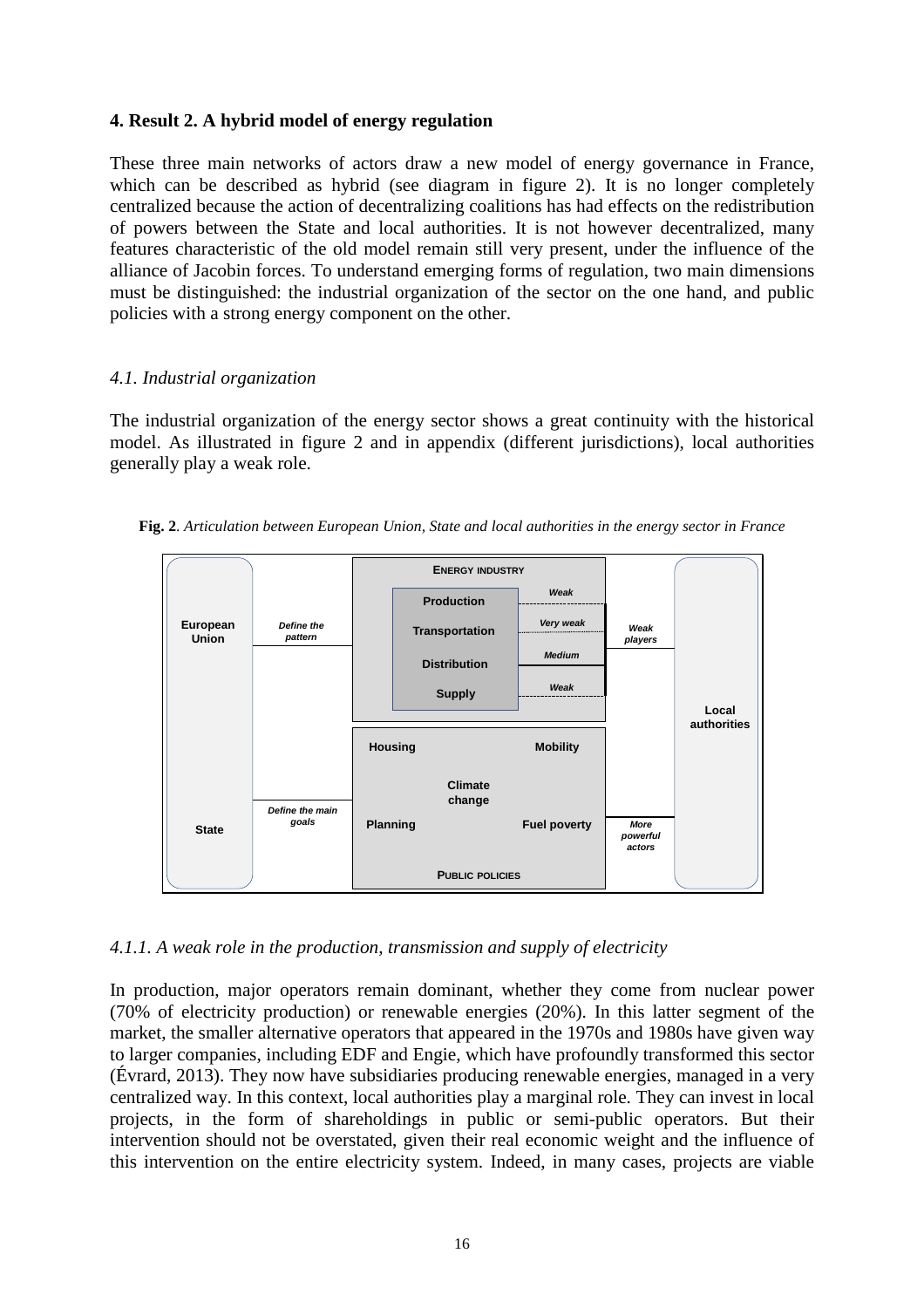## 4. Result 2. A hybrid model of energy regulation

These three main networks of actors draw a new model of energy governance in France, which can be described as hybrid (see diagram in figure 2). It is no longer completely centralized because the action of decentralizing coalitions has had effects on the redistribution of powers between the State and local authorities. It is not however decentralized, many features characteristic of the old model remain still very present, under the influence of the alliance of Jacobin forces. To understand emerging forms of regulation, two main dimensions must be distinguished: the industrial organization of the sector on the one hand, and public policies with a strong energy component on the other.

### *4.1. Industrial organization*

The industrial organization of the energy sector shows a great continuity with the historical model. As illustrated in figure 2 and in appendix (different jurisdictions), local authorities generally play a weak role.

**Fig. 2**. *Articulation between European Union, State and local authorities in the energy sector in France*

European Union — *Define the pattern* → ENERGY INDUSTRY: Production (*Weak*), Transportation (*Very weak*), Distribution (*Medium*), Supply (*Weak*) — *Weak players* — Local authorities

State — *Define the main goals* → PUBLIC POLICIES: Housing, Mobility, Climate change, Planning, Fuel poverty — *More powerful actors* — Local authorities

#### *4.1.1. A weak role in the production, transmission and supply of electricity*

In production, major operators remain dominant, whether they come from nuclear power (70% of electricity production) or renewable energies (20%). In this latter segment of the market, the smaller alternative operators that appeared in the 1970s and 1980s have given way to larger companies, including EDF and Engie, which have profoundly transformed this sector (Évrard, 2013). They now have subsidiaries producing renewable energies, managed in a very centralized way. In this context, local authorities play a marginal role. They can invest in local projects, in the form of shareholdings in public or semi-public operators. But their intervention should not be overstated, given their real economic weight and the influence of this intervention on the entire electricity system. Indeed, in many cases, projects are viable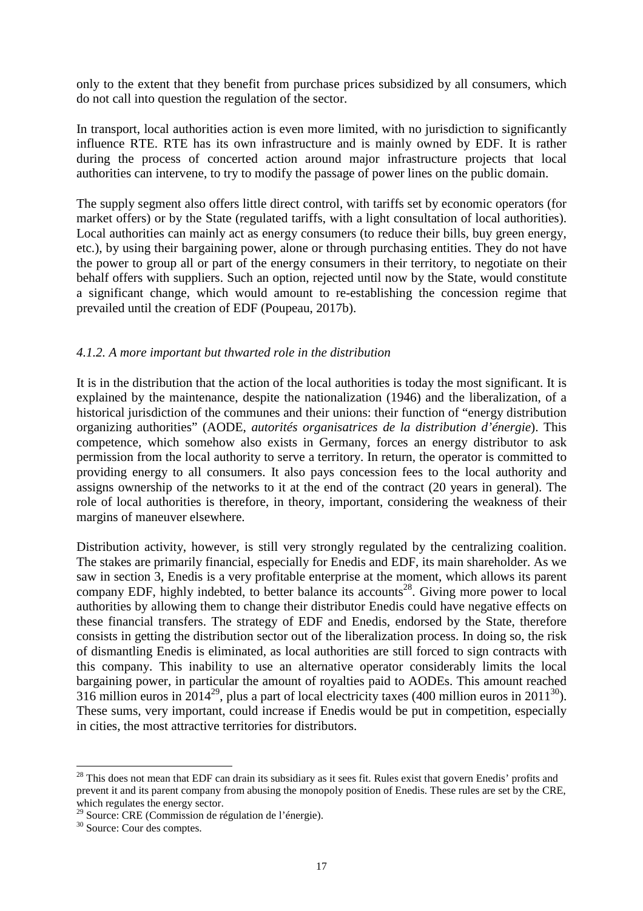only to the extent that they benefit from purchase prices subsidized by all consumers, which do not call into question the regulation of the sector.

In transport, local authorities action is even more limited, with no jurisdiction to significantly influence RTE. RTE has its own infrastructure and is mainly owned by EDF. It is rather during the process of concerted action around major infrastructure projects that local authorities can intervene, to try to modify the passage of power lines on the public domain.

The supply segment also offers little direct control, with tariffs set by economic operators (for market offers) or by the State (regulated tariffs, with a light consultation of local authorities). Local authorities can mainly act as energy consumers (to reduce their bills, buy green energy, etc.), by using their bargaining power, alone or through purchasing entities. They do not have the power to group all or part of the energy consumers in their territory, to negotiate on their behalf offers with suppliers. Such an option, rejected until now by the State, would constitute a significant change, which would amount to re-establishing the concession regime that prevailed until the creation of EDF (Poupeau, 2017b).

#### *4.1.2. A more important but thwarted role in the distribution*

It is in the distribution that the action of the local authorities is today the most significant. It is explained by the maintenance, despite the nationalization (1946) and the liberalization, of a historical jurisdiction of the communes and their unions: their function of "energy distribution organizing authorities" (AODE, *autorités organisatrices de la distribution d'énergie*). This competence, which somehow also exists in Germany, forces an energy distributor to ask permission from the local authority to serve a territory. In return, the operator is committed to providing energy to all consumers. It also pays concession fees to the local authority and assigns ownership of the networks to it at the end of the contract (20 years in general). The role of local authorities is therefore, in theory, important, considering the weakness of their margins of maneuver elsewhere.

Distribution activity, however, is still very strongly regulated by the centralizing coalition. The stakes are primarily financial, especially for Enedis and EDF, its main shareholder. As we saw in section 3, Enedis is a very profitable enterprise at the moment, which allows its parent company EDF, highly indebted, to better balance its accounts[28]. Giving more power to local authorities by allowing them to change their distributor Enedis could have negative effects on these financial transfers. The strategy of EDF and Enedis, endorsed by the State, therefore consists in getting the distribution sector out of the liberalization process. In doing so, the risk of dismantling Enedis is eliminated, as local authorities are still forced to sign contracts with this company. This inability to use an alternative operator considerably limits the local bargaining power, in particular the amount of royalties paid to AODEs. This amount reached 316 million euros in 2014[29], plus a part of local electricity taxes (400 million euros in 2011[30]). These sums, very important, could increase if Enedis would be put in competition, especially in cities, the most attractive territories for distributors.

---

[28] This does not mean that EDF can drain its subsidiary as it sees fit. Rules exist that govern Enedis' profits and prevent it and its parent company from abusing the monopoly position of Enedis. These rules are set by the CRE, which regulates the energy sector.

[29] Source: CRE (Commission de régulation de l'énergie).

[30] Source: Cour des comptes.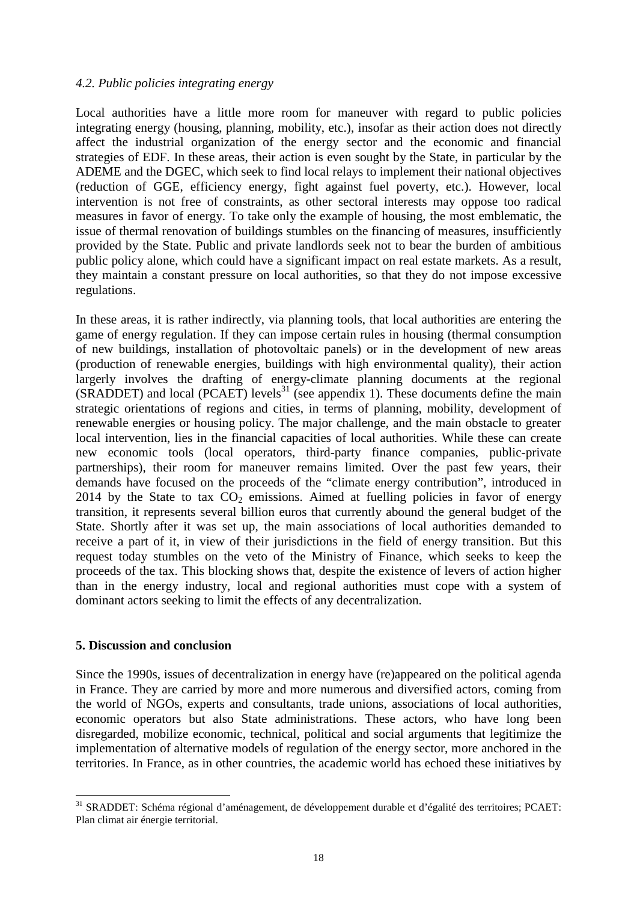### *4.2. Public policies integrating energy*

Local authorities have a little more room for maneuver with regard to public policies integrating energy (housing, planning, mobility, etc.), insofar as their action does not directly affect the industrial organization of the energy sector and the economic and financial strategies of EDF. In these areas, their action is even sought by the State, in particular by the ADEME and the DGEC, which seek to find local relays to implement their national objectives (reduction of GGE, efficiency energy, fight against fuel poverty, etc.). However, local intervention is not free of constraints, as other sectoral interests may oppose too radical measures in favor of energy. To take only the example of housing, the most emblematic, the issue of thermal renovation of buildings stumbles on the financing of measures, insufficiently provided by the State. Public and private landlords seek not to bear the burden of ambitious public policy alone, which could have a significant impact on real estate markets. As a result, they maintain a constant pressure on local authorities, so that they do not impose excessive regulations.

In these areas, it is rather indirectly, via planning tools, that local authorities are entering the game of energy regulation. If they can impose certain rules in housing (thermal consumption of new buildings, installation of photovoltaic panels) or in the development of new areas (production of renewable energies, buildings with high environmental quality), their action largely involves the drafting of energy-climate planning documents at the regional (SRADDET) and local (PCAET) levels[31] (see appendix 1). These documents define the main strategic orientations of regions and cities, in terms of planning, mobility, development of renewable energies or housing policy. The major challenge, and the main obstacle to greater local intervention, lies in the financial capacities of local authorities. While these can create new economic tools (local operators, third-party finance companies, public-private partnerships), their room for maneuver remains limited. Over the past few years, their demands have focused on the proceeds of the "climate energy contribution", introduced in 2014 by the State to tax $CO_2$ emissions. Aimed at fuelling policies in favor of energy transition, it represents several billion euros that currently abound the general budget of the State. Shortly after it was set up, the main associations of local authorities demanded to receive a part of it, in view of their jurisdictions in the field of energy transition. But this request today stumbles on the veto of the Ministry of Finance, which seeks to keep the proceeds of the tax. This blocking shows that, despite the existence of levers of action higher than in the energy industry, local and regional authorities must cope with a system of dominant actors seeking to limit the effects of any decentralization.

## 5. Discussion and conclusion

Since the 1990s, issues of decentralization in energy have (re)appeared on the political agenda in France. They are carried by more and more numerous and diversified actors, coming from the world of NGOs, experts and consultants, trade unions, associations of local authorities, economic operators but also State administrations. These actors, who have long been disregarded, mobilize economic, technical, political and social arguments that legitimize the implementation of alternative models of regulation of the energy sector, more anchored in the territories. In France, as in other countries, the academic world has echoed these initiatives by

[31] SRADDET: Schéma régional d'aménagement, de développement durable et d'égalité des territoires; PCAET: Plan climat air énergie territorial.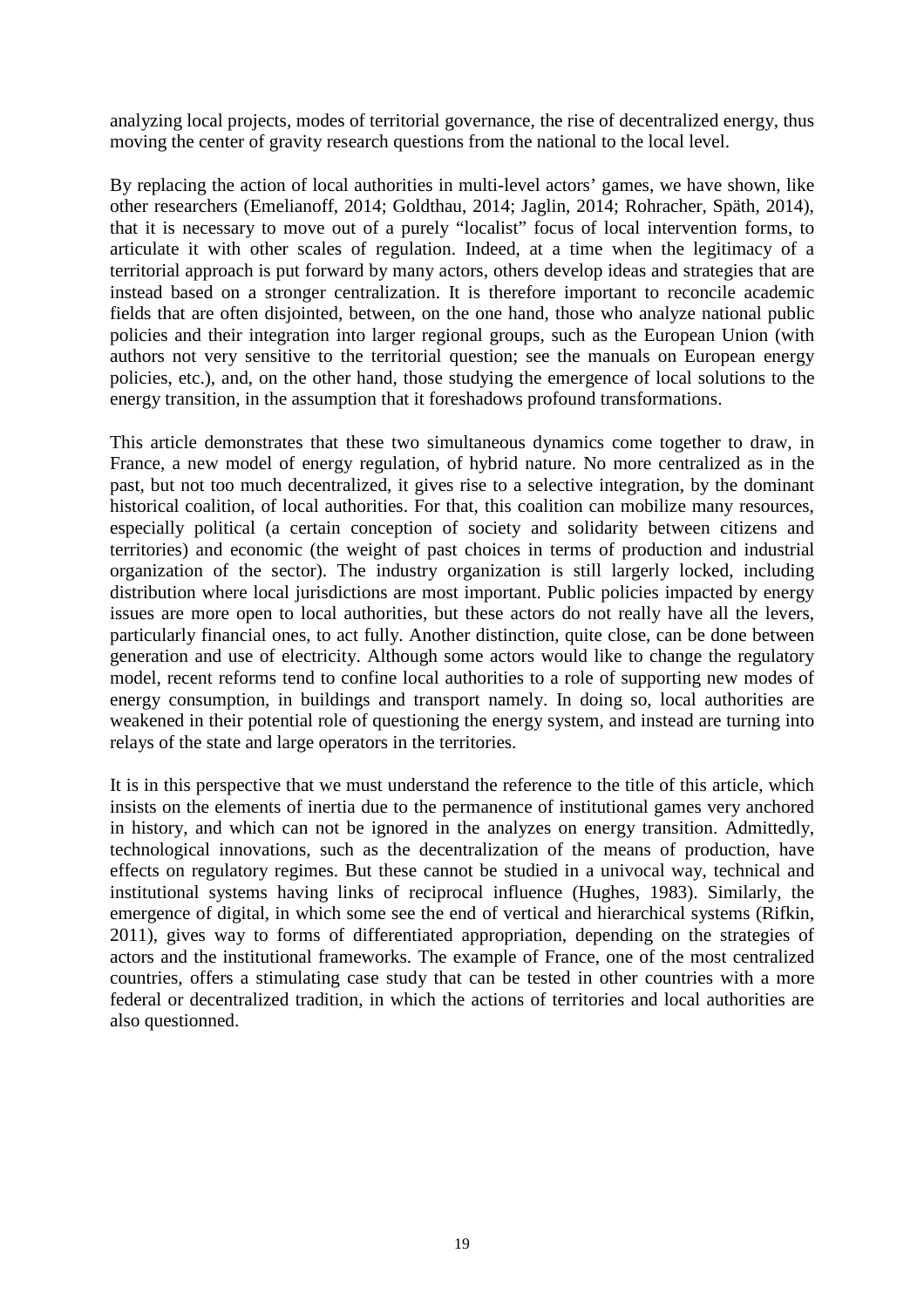analyzing local projects, modes of territorial governance, the rise of decentralized energy, thus moving the center of gravity research questions from the national to the local level.

By replacing the action of local authorities in multi-level actors' games, we have shown, like other researchers (Emelianoff, 2014; Goldthau, 2014; Jaglin, 2014; Rohracher, Späth, 2014), that it is necessary to move out of a purely "localist" focus of local intervention forms, to articulate it with other scales of regulation. Indeed, at a time when the legitimacy of a territorial approach is put forward by many actors, others develop ideas and strategies that are instead based on a stronger centralization. It is therefore important to reconcile academic fields that are often disjointed, between, on the one hand, those who analyze national public policies and their integration into larger regional groups, such as the European Union (with authors not very sensitive to the territorial question; see the manuals on European energy policies, etc.), and, on the other hand, those studying the emergence of local solutions to the energy transition, in the assumption that it foreshadows profound transformations.

This article demonstrates that these two simultaneous dynamics come together to draw, in France, a new model of energy regulation, of hybrid nature. No more centralized as in the past, but not too much decentralized, it gives rise to a selective integration, by the dominant historical coalition, of local authorities. For that, this coalition can mobilize many resources, especially political (a certain conception of society and solidarity between citizens and territories) and economic (the weight of past choices in terms of production and industrial organization of the sector). The industry organization is still largely locked, including distribution where local jurisdictions are most important. Public policies impacted by energy issues are more open to local authorities, but these actors do not really have all the levers, particularly financial ones, to act fully. Another distinction, quite close, can be done between generation and use of electricity. Although some actors would like to change the regulatory model, recent reforms tend to confine local authorities to a role of supporting new modes of energy consumption, in buildings and transport namely. In doing so, local authorities are weakened in their potential role of questioning the energy system, and instead are turning into relays of the state and large operators in the territories.

It is in this perspective that we must understand the reference to the title of this article, which insists on the elements of inertia due to the permanence of institutional games very anchored in history, and which can not be ignored in the analyzes on energy transition. Admittedly, technological innovations, such as the decentralization of the means of production, have effects on regulatory regimes. But these cannot be studied in a univocal way, technical and institutional systems having links of reciprocal influence (Hughes, 1983). Similarly, the emergence of digital, in which some see the end of vertical and hierarchical systems (Rifkin, 2011), gives way to forms of differentiated appropriation, depending on the strategies of actors and the institutional frameworks. The example of France, one of the most centralized countries, offers a stimulating case study that can be tested in other countries with a more federal or decentralized tradition, in which the actions of territories and local authorities are also questionned.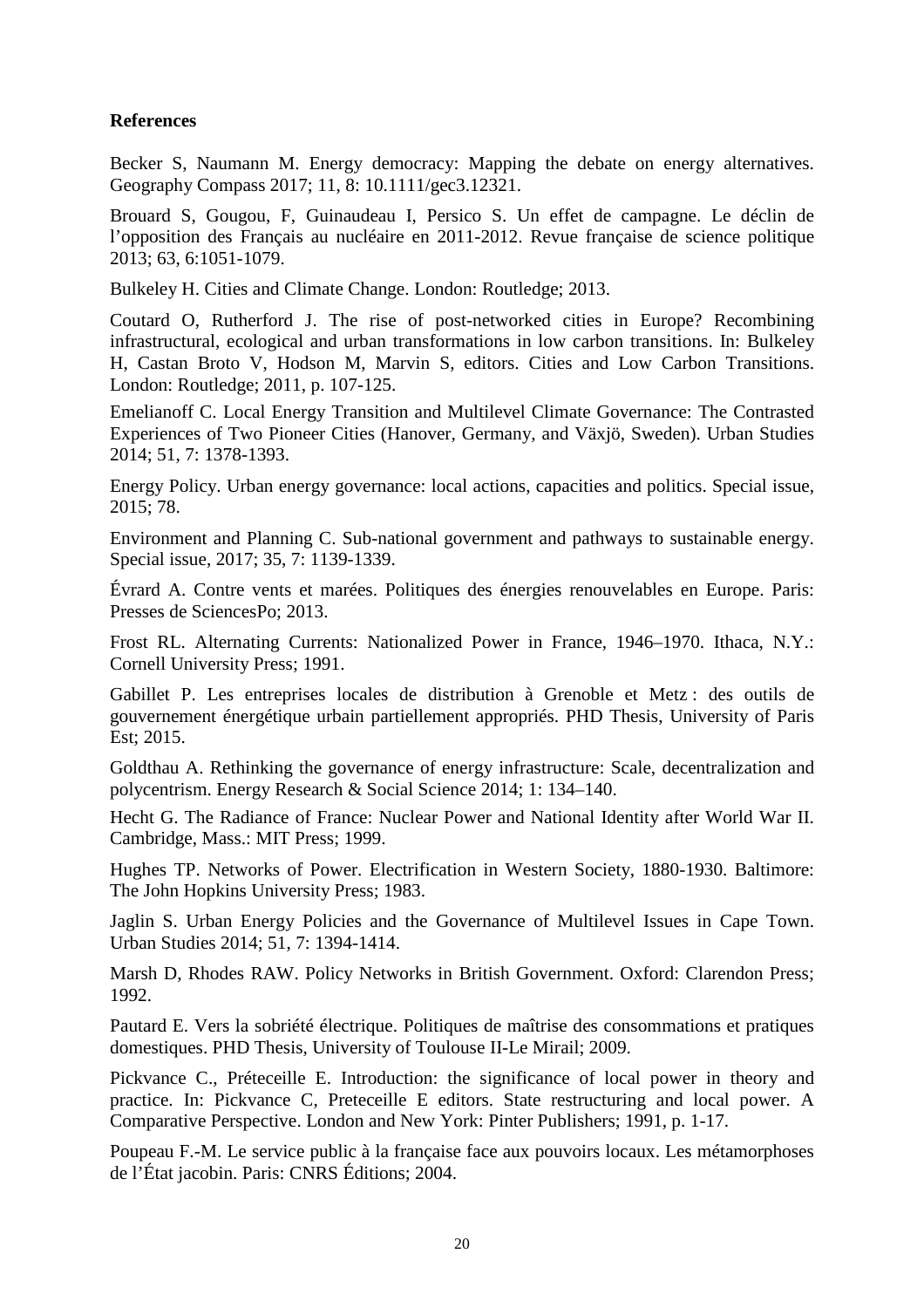**References**

Becker S, Naumann M. Energy democracy: Mapping the debate on energy alternatives. Geography Compass 2017; 11, 8: 10.1111/gec3.12321.

Brouard S, Gougou, F, Guinaudeau I, Persico S. Un effet de campagne. Le déclin de l'opposition des Français au nucléaire en 2011-2012. Revue française de science politique 2013; 63, 6:1051-1079.

Bulkeley H. Cities and Climate Change. London: Routledge; 2013.

Coutard O, Rutherford J. The rise of post-networked cities in Europe? Recombining infrastructural, ecological and urban transformations in low carbon transitions. In: Bulkeley H, Castan Broto V, Hodson M, Marvin S, editors. Cities and Low Carbon Transitions. London: Routledge; 2011, p. 107-125.

Emelianoff C. Local Energy Transition and Multilevel Climate Governance: The Contrasted Experiences of Two Pioneer Cities (Hanover, Germany, and Växjö, Sweden). Urban Studies 2014; 51, 7: 1378-1393.

Energy Policy. Urban energy governance: local actions, capacities and politics. Special issue, 2015; 78.

Environment and Planning C. Sub-national government and pathways to sustainable energy. Special issue, 2017; 35, 7: 1139-1339.

Évrard A. Contre vents et marées. Politiques des énergies renouvelables en Europe. Paris: Presses de SciencesPo; 2013.

Frost RL. Alternating Currents: Nationalized Power in France, 1946–1970. Ithaca, N.Y.: Cornell University Press; 1991.

Gabillet P. Les entreprises locales de distribution à Grenoble et Metz : des outils de gouvernement énergétique urbain partiellement appropriés. PHD Thesis, University of Paris Est; 2015.

Goldthau A. Rethinking the governance of energy infrastructure: Scale, decentralization and polycentrism. Energy Research & Social Science 2014; 1: 134–140.

Hecht G. The Radiance of France: Nuclear Power and National Identity after World War II. Cambridge, Mass.: MIT Press; 1999.

Hughes TP. Networks of Power. Electrification in Western Society, 1880-1930. Baltimore: The John Hopkins University Press; 1983.

Jaglin S. Urban Energy Policies and the Governance of Multilevel Issues in Cape Town. Urban Studies 2014; 51, 7: 1394-1414.

Marsh D, Rhodes RAW. Policy Networks in British Government. Oxford: Clarendon Press; 1992.

Pautard E. Vers la sobriété électrique. Politiques de maîtrise des consommations et pratiques domestiques. PHD Thesis, University of Toulouse II-Le Mirail; 2009.

Pickvance C., Préteceille E. Introduction: the significance of local power in theory and practice. In: Pickvance C, Preteceille E editors. State restructuring and local power. A Comparative Perspective. London and New York: Pinter Publishers; 1991, p. 1-17.

Poupeau F.-M. Le service public à la française face aux pouvoirs locaux. Les métamorphoses de l'État jacobin. Paris: CNRS Éditions; 2004.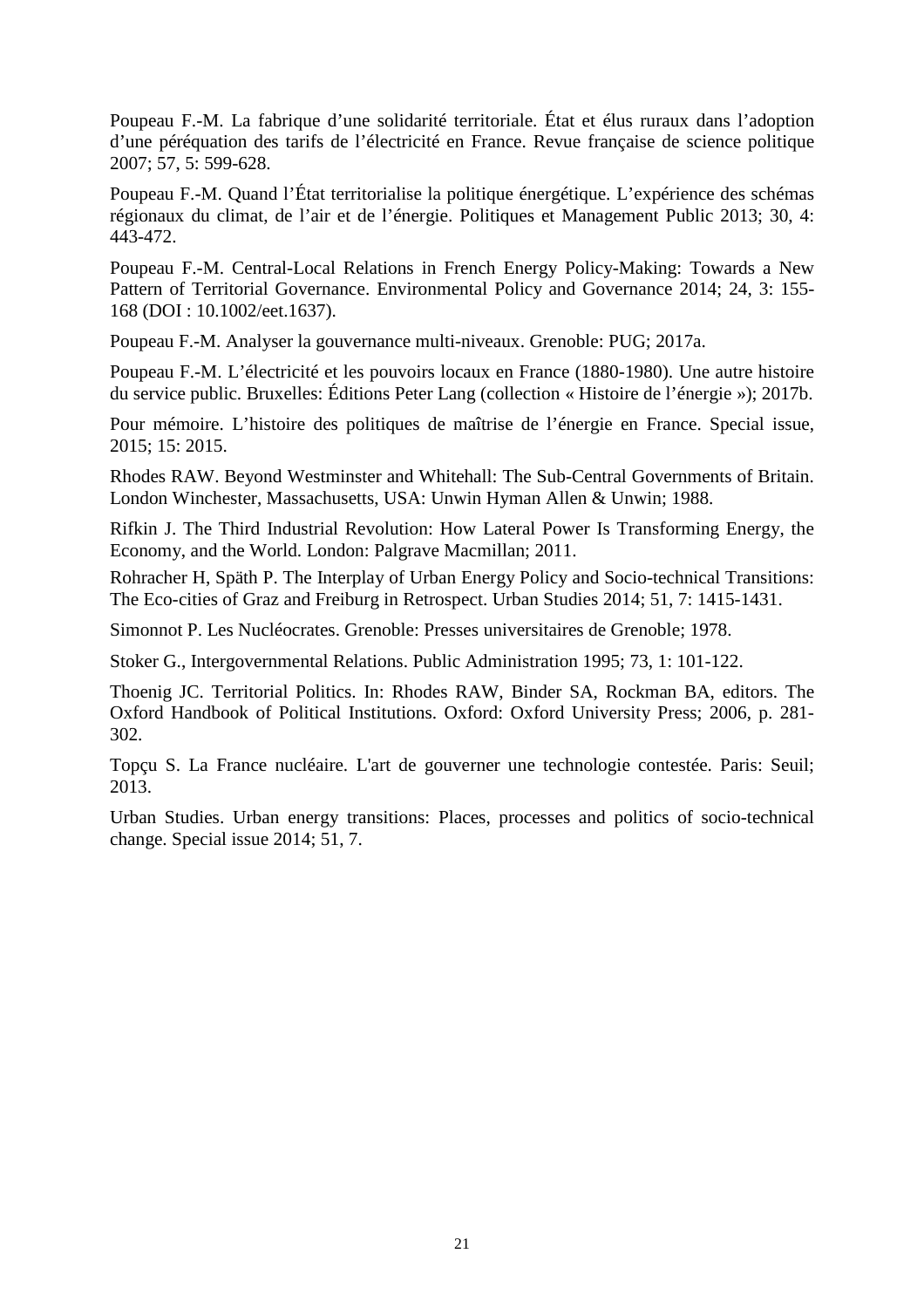Poupeau F.-M. La fabrique d'une solidarité territoriale. État et élus ruraux dans l'adoption d'une péréquation des tarifs de l'électricité en France. Revue française de science politique 2007; 57, 5: 599-628.

Poupeau F.-M. Quand l'État territorialise la politique énergétique. L'expérience des schémas régionaux du climat, de l'air et de l'énergie. Politiques et Management Public 2013; 30, 4: 443-472.

Poupeau F.-M. Central-Local Relations in French Energy Policy-Making: Towards a New Pattern of Territorial Governance. Environmental Policy and Governance 2014; 24, 3: 155-168 (DOI : 10.1002/eet.1637).

Poupeau F.-M. Analyser la gouvernance multi-niveaux. Grenoble: PUG; 2017a.

Poupeau F.-M. L'électricité et les pouvoirs locaux en France (1880-1980). Une autre histoire du service public. Bruxelles: Éditions Peter Lang (collection « Histoire de l'énergie »); 2017b.

Pour mémoire. L'histoire des politiques de maîtrise de l'énergie en France. Special issue, 2015; 15: 2015.

Rhodes RAW. Beyond Westminster and Whitehall: The Sub-Central Governments of Britain. London Winchester, Massachusetts, USA: Unwin Hyman Allen & Unwin; 1988.

Rifkin J. The Third Industrial Revolution: How Lateral Power Is Transforming Energy, the Economy, and the World. London: Palgrave Macmillan; 2011.

Rohracher H, Späth P. The Interplay of Urban Energy Policy and Socio-technical Transitions: The Eco-cities of Graz and Freiburg in Retrospect. Urban Studies 2014; 51, 7: 1415-1431.

Simonnot P. Les Nucléocrates. Grenoble: Presses universitaires de Grenoble; 1978.

Stoker G., Intergovernmental Relations. Public Administration 1995; 73, 1: 101-122.

Thoenig JC. Territorial Politics. In: Rhodes RAW, Binder SA, Rockman BA, editors. The Oxford Handbook of Political Institutions. Oxford: Oxford University Press; 2006, p. 281-302.

Topçu S. La France nucléaire. L'art de gouverner une technologie contestée. Paris: Seuil; 2013.

Urban Studies. Urban energy transitions: Places, processes and politics of socio-technical change. Special issue 2014; 51, 7.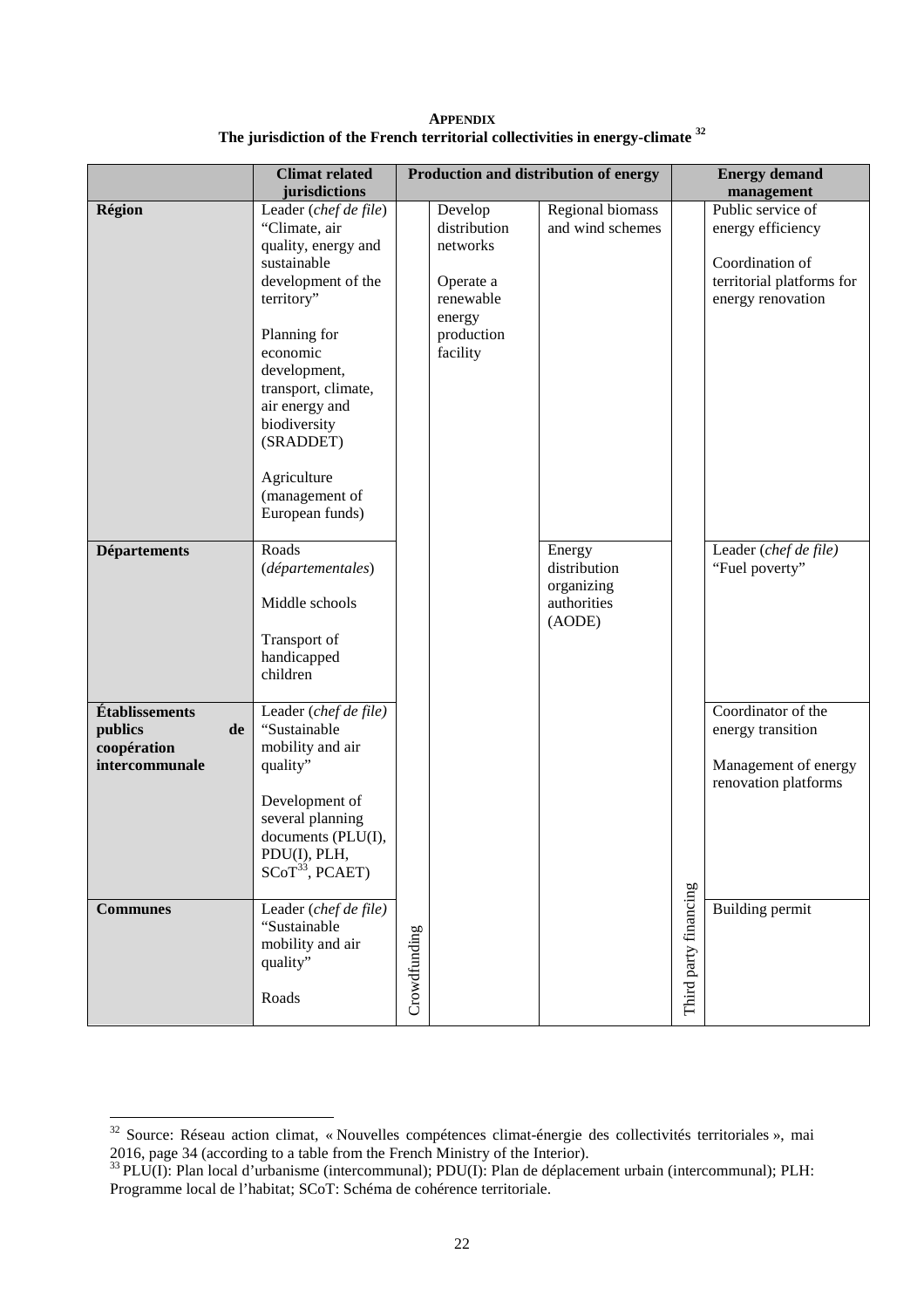**APPENDIX**

**The jurisdiction of the French territorial collectivities in energy-climate [32]**

| | Climat related jurisdictions | Production and distribution of energy | | | Energy demand management | |
|---|---|---|---|---|---|---|
| **Région** | Leader (*chef de file*) "Climate, air quality, energy and sustainable development of the territory"<br><br>Planning for economic development, transport, climate, air energy and biodiversity (SRADDET)<br><br>Agriculture (management of European funds) | Crowdfunding | Develop distribution networks<br><br>Operate a renewable energy production facility | Regional biomass and wind schemes | Third party financing | Public service of energy efficiency<br><br>Coordination of territorial platforms for energy renovation |
| **Départements** | Roads (*départementales*)<br><br>Middle schools<br><br>Transport of handicapped children | | | Energy distribution organizing authorities (AODE) | | Leader (*chef de file*) "Fuel poverty" |
| **Établissements publics de coopération intercommunale** | Leader (*chef de file*) "Sustainable mobility and air quality"<br><br>Development of several planning documents (PLU(I), PDU(I), PLH, SCoT[33], PCAET) | | | | | Coordinator of the energy transition<br><br>Management of energy renovation platforms |
| **Communes** | Leader (*chef de file*) "Sustainable mobility and air quality"<br><br>Roads | | | | | Building permit |

[32] Source: Réseau action climat, « Nouvelles compétences climat-énergie des collectivités territoriales », mai 2016, page 34 (according to a table from the French Ministry of the Interior).

[33] PLU(I): Plan local d'urbanisme (intercommunal); PDU(I): Plan de déplacement urbain (intercommunal); PLH: Programme local de l'habitat; SCoT: Schéma de cohérence territoriale.